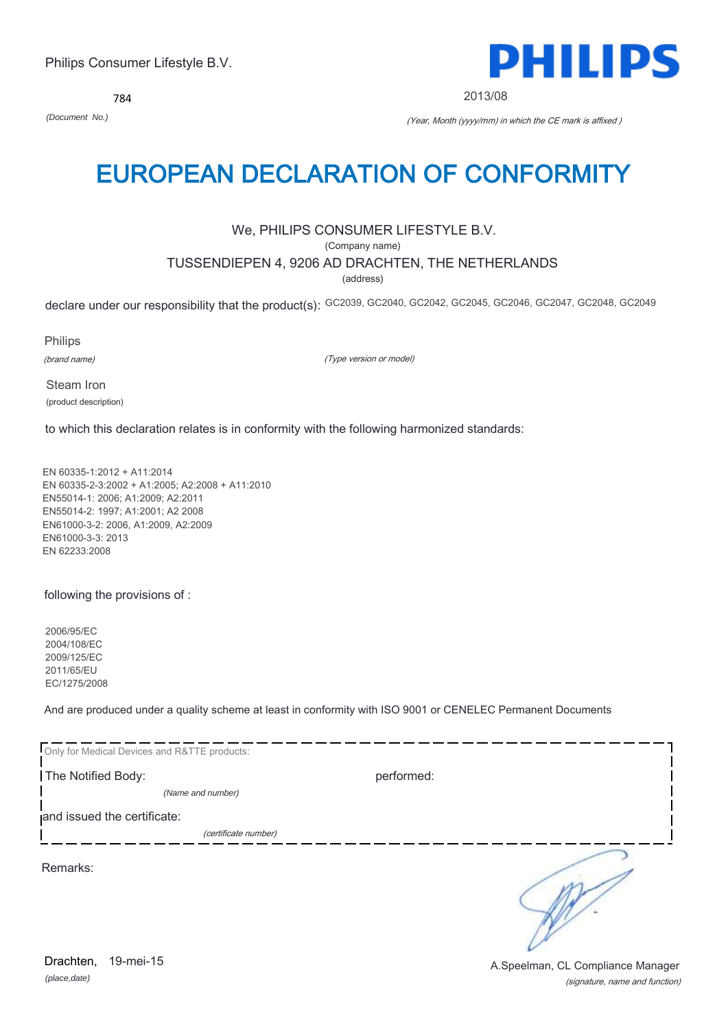Philips Consumer Lifestyle B.V.

**PHILIPS**

784

*(Document No.)*

2013/08

*(Year, Month (yyyy/mm) in which the CE mark is affixed )*

# EUROPEAN DECLARATION OF CONFORMITY

We, PHILIPS CONSUMER LIFESTYLE B.V.

(Company name)

TUSSENDIEPEN 4, 9206 AD DRACHTEN, THE NETHERLANDS

(address)

declare under our responsibility that the product(s): GC2039, GC2040, GC2042, GC2045, GC2046, GC2047, GC2048, GC2049

Philips

*(brand name)*

*(Type version or model)*

Steam Iron

(product description)

to which this declaration relates is in conformity with the following harmonized standards:

EN 60335-1:2012 + A11:2014
EN 60335-2-3:2002 + A1:2005; A2:2008 + A11:2010
EN55014-1: 2006; A1:2009; A2:2011
EN55014-2: 1997; A1:2001; A2 2008
EN61000-3-2: 2006, A1:2009, A2:2009
EN61000-3-3: 2013
EN 62233:2008

following the provisions of :

2006/95/EC
2004/108/EC
2009/125/EC
2011/65/EU
EC/1275/2008

And are produced under a quality scheme at least in conformity with ISO 9001 or CENELEC Permanent Documents

Only for Medical Devices and R&TTE products:

The Notified Body: performed:

*(Name and number)*

and issued the certificate:

*(certificate number)*

Remarks:

Drachten, 19-mei-15

*(place,date)*

A.Speelman, CL Compliance Manager

*(signature, name and function)*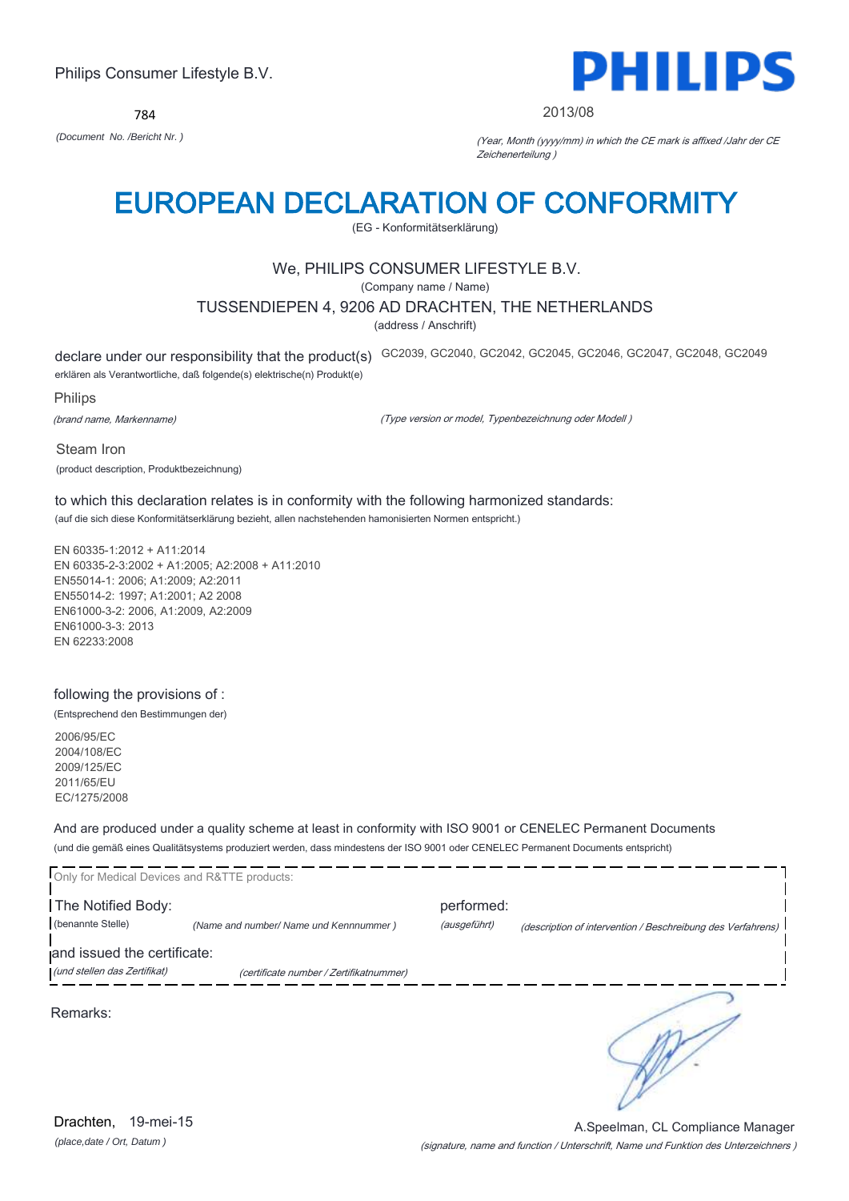Philips Consumer Lifestyle B.V.

**PHILIPS**

784

*(Document No. /Bericht Nr. )*

2013/08

*(Year, Month (yyyy/mm) in which the CE mark is affixed /Jahr der CE Zeichenerteilung )*

# EUROPEAN DECLARATION OF CONFORMITY

(EG - Konformitätserklärung)

We, PHILIPS CONSUMER LIFESTYLE B.V.

(Company name / Name)

TUSSENDIEPEN 4, 9206 AD DRACHTEN, THE NETHERLANDS

(address / Anschrift)

declare under our responsibility that the product(s) GC2039, GC2040, GC2042, GC2045, GC2046, GC2047, GC2048, GC2049

erklären als Verantwortliche, daß folgende(s) elektrische(n) Produkt(e)

Philips

*(brand name, Markenname)*

*(Type version or model, Typenbezeichnung oder Modell )*

Steam Iron

(product description, Produktbezeichnung)

to which this declaration relates is in conformity with the following harmonized standards:

(auf die sich diese Konformitätserklärung bezieht, allen nachstehenden hamonisierten Normen entspricht.)

EN 60335-1:2012 + A11:2014
EN 60335-2-3:2002 + A1:2005; A2:2008 + A11:2010
EN55014-1: 2006; A1:2009; A2:2011
EN55014-2: 1997; A1:2001; A2 2008
EN61000-3-2: 2006, A1:2009, A2:2009
EN61000-3-3: 2013
EN 62233:2008

following the provisions of :

(Entsprechend den Bestimmungen der)

2006/95/EC
2004/108/EC
2009/125/EC
2011/65/EU
EC/1275/2008

And are produced under a quality scheme at least in conformity with ISO 9001 or CENELEC Permanent Documents

(und die gemäß eines Qualitätsystems produziert werden, dass mindestens der ISO 9001 oder CENELEC Permanent Documents entspricht)

Only for Medical Devices and R&TTE products:

The Notified Body: performed:

(benannte Stelle) *(Name and number/ Name und Kennnummer )* *(ausgeführt)* *(description of intervention / Beschreibung des Verfahrens)*

and issued the certificate:

*(und stellen das Zertifikat)* *(certificate number / Zertifikatnummer)*

Remarks:

Drachten, 19-mei-15

*(place,date / Ort, Datum )*

A.Speelman, CL Compliance Manager

*(signature, name and function / Unterschrift, Name und Funktion des Unterzeichners )*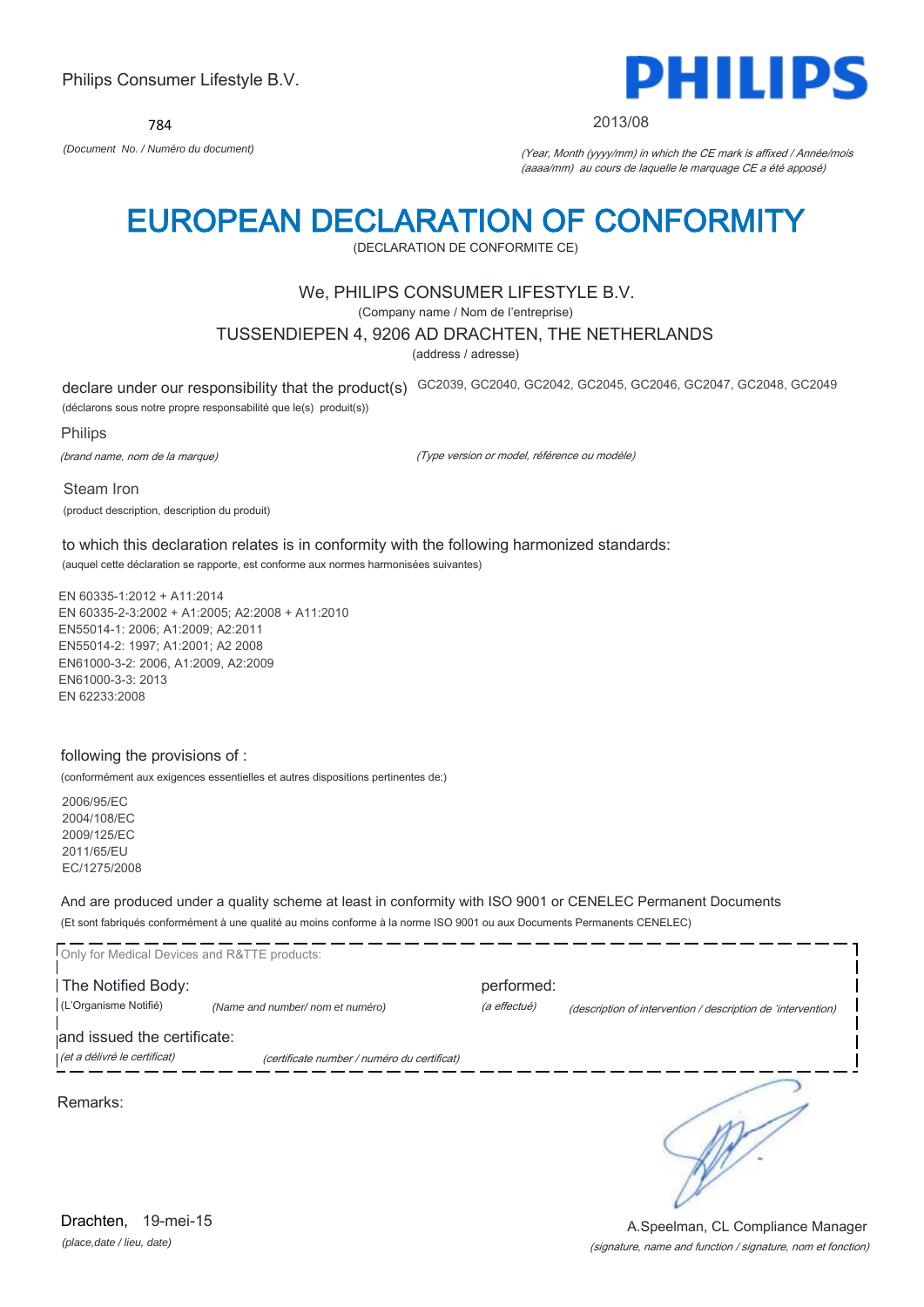Philips Consumer Lifestyle B.V.

**PHILIPS**

784

*(Document No. / Numéro du document)*

2013/08

*(Year, Month (yyyy/mm) in which the CE mark is affixed / Année/mois (aaaa/mm) au cours de laquelle le marquage CE a été apposé)*

# EUROPEAN DECLARATION OF CONFORMITY

(DECLARATION DE CONFORMITE CE)

We, PHILIPS CONSUMER LIFESTYLE B.V.

(Company name / Nom de l'entreprise)

TUSSENDIEPEN 4, 9206 AD DRACHTEN, THE NETHERLANDS

(address / adresse)

declare under our responsibility that the product(s) GC2039, GC2040, GC2042, GC2045, GC2046, GC2047, GC2048, GC2049

(déclarons sous notre propre responsabilité que le(s) produit(s))

Philips

*(brand name, nom de la marque)*

*(Type version or model, référence ou modèle)*

Steam Iron

(product description, description du produit)

to which this declaration relates is in conformity with the following harmonized standards:

(auquel cette déclaration se rapporte, est conforme aux normes harmonisées suivantes)

EN 60335-1:2012 + A11:2014
EN 60335-2-3:2002 + A1:2005; A2:2008 + A11:2010
EN55014-1: 2006; A1:2009; A2:2011
EN55014-2: 1997; A1:2001; A2 2008
EN61000-3-2: 2006, A1:2009, A2:2009
EN61000-3-3: 2013
EN 62233:2008

following the provisions of :

(conformément aux exigences essentielles et autres dispositions pertinentes de:)

2006/95/EC
2004/108/EC
2009/125/EC
2011/65/EU
EC/1275/2008

And are produced under a quality scheme at least in conformity with ISO 9001 or CENELEC Permanent Documents

(Et sont fabriqués conformément à une qualité au moins conforme à la norme ISO 9001 ou aux Documents Permanents CENELEC)

Only for Medical Devices and R&TTE products:

The Notified Body: performed:

(L'Organisme Notifié) *(Name and number/ nom et numéro)* *(a effectué)* *(description of intervention / description de 'intervention)*

and issued the certificate:

*(et a délivré le certificat)* *(certificate number / numéro du certificat)*

Remarks:

Drachten, 19-mei-15

*(place,date / lieu, date)*

A.Speelman, CL Compliance Manager

*(signature, name and function / signature, nom et fonction)*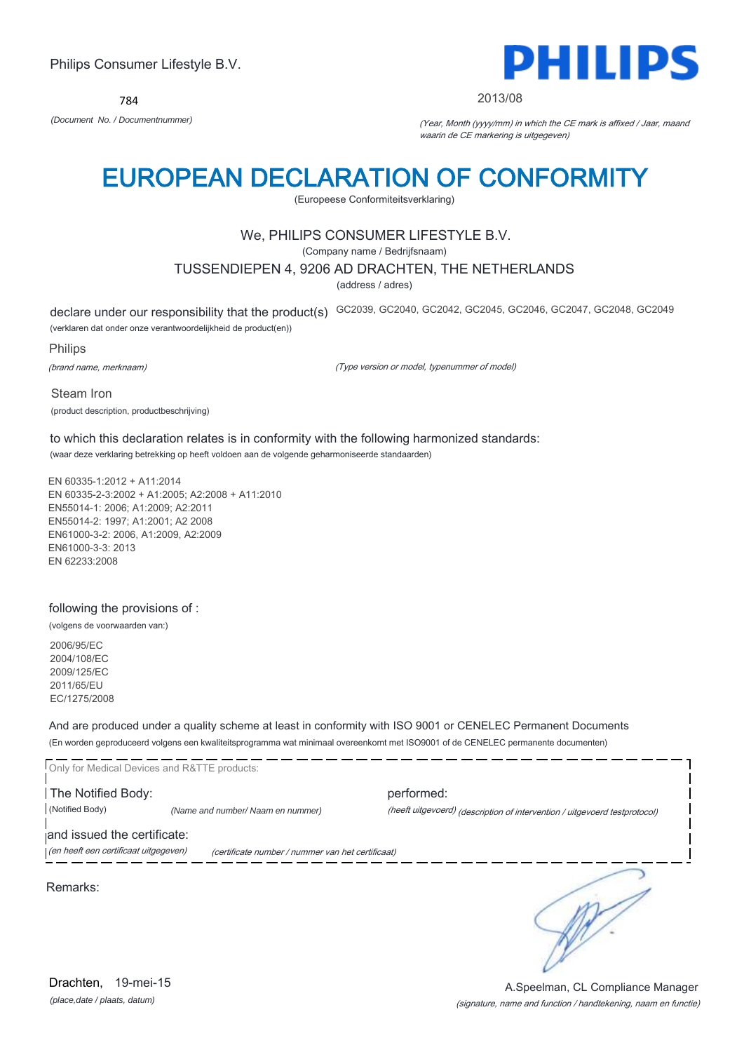Philips Consumer Lifestyle B.V.

**PHILIPS**

784

*(Document No. / Documentnummer)*

2013/08

*(Year, Month (yyyy/mm) in which the CE mark is affixed / Jaar, maand waarin de CE markering is uitgegeven)*

# EUROPEAN DECLARATION OF CONFORMITY

(Europeese Conformiteitsverklaring)

We, PHILIPS CONSUMER LIFESTYLE B.V.

(Company name / Bedrijfsnaam)

TUSSENDIEPEN 4, 9206 AD DRACHTEN, THE NETHERLANDS

(address / adres)

declare under our responsibility that the product(s) GC2039, GC2040, GC2042, GC2045, GC2046, GC2047, GC2048, GC2049

(verklaren dat onder onze verantwoordelijkheid de product(en))

Philips

*(brand name, merknaam)*

*(Type version or model, typenummer of model)*

Steam Iron

(product description, productbeschrijving)

to which this declaration relates is in conformity with the following harmonized standards:

(waar deze verklaring betrekking op heeft voldoen aan de volgende geharmoniseerde standaarden)

EN 60335-1:2012 + A11:2014
EN 60335-2-3:2002 + A1:2005; A2:2008 + A11:2010
EN55014-1: 2006; A1:2009; A2:2011
EN55014-2: 1997; A1:2001; A2 2008
EN61000-3-2: 2006, A1:2009, A2:2009
EN61000-3-3: 2013
EN 62233:2008

following the provisions of :

(volgens de voorwaarden van:)

2006/95/EC
2004/108/EC
2009/125/EC
2011/65/EU
EC/1275/2008

And are produced under a quality scheme at least in conformity with ISO 9001 or CENELEC Permanent Documents

(En worden geproduceerd volgens een kwaliteitsprogramma wat minimaal overeenkomt met ISO9001 of de CENELEC permanente documenten)

Only for Medical Devices and R&TTE products:

The Notified Body: performed:

(Notified Body) *(Name and number/ Naam en nummer)* *(heeft uitgevoerd) (description of intervention / uitgevoerd testprotocol)*

and issued the certificate:

*(en heeft een certificaat uitgegeven)* *(certificate number / nummer van het certificaat)*

Remarks:

Drachten, 19-mei-15

*(place,date / plaats, datum)*

A.Speelman, CL Compliance Manager

*(signature, name and function / handtekening, naam en functie)*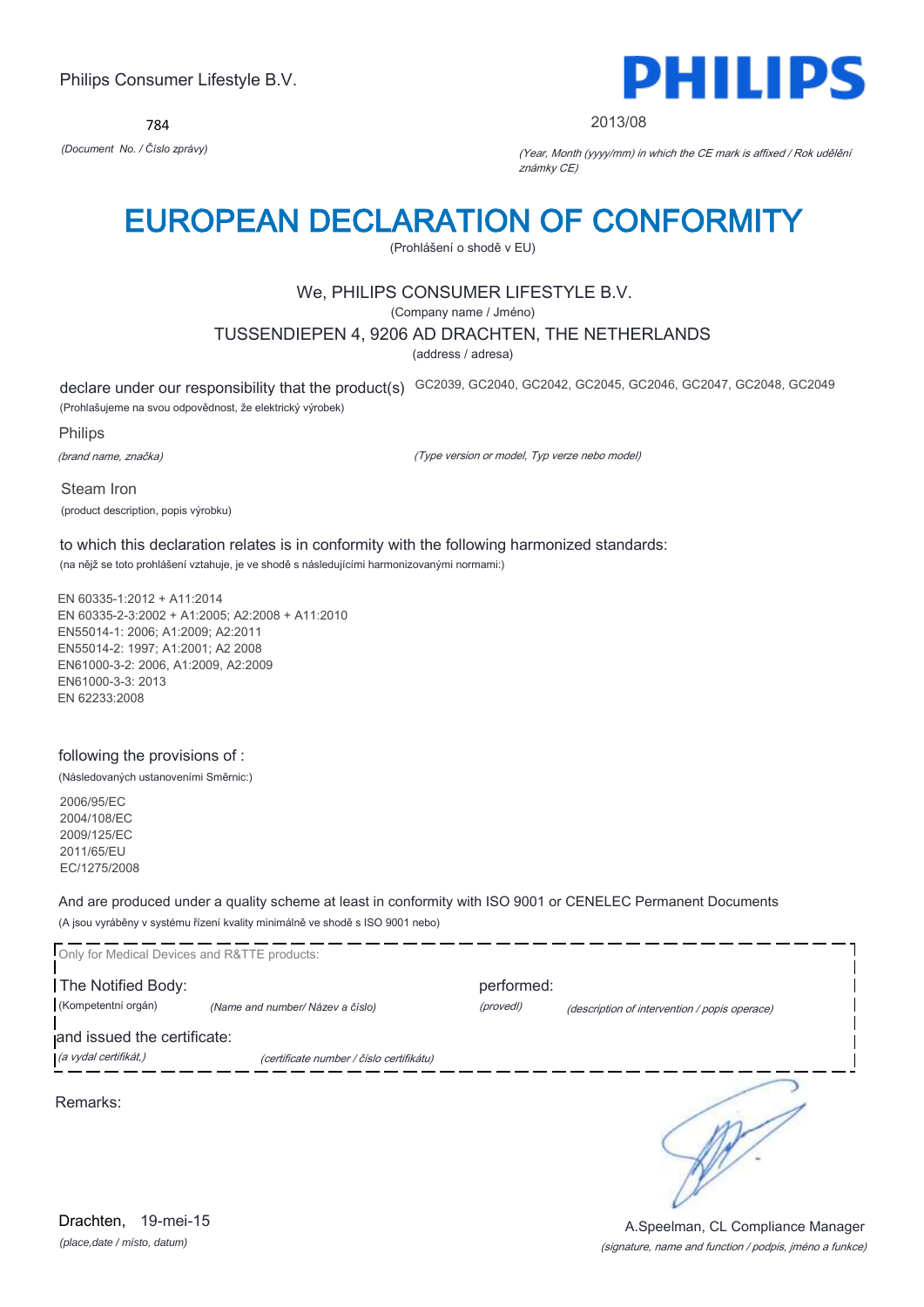Philips Consumer Lifestyle B.V.

784

*(Document No. / Číslo zprávy)*

PHILIPS

2013/08

*(Year, Month (yyyy/mm) in which the CE mark is affixed / Rok udělění známky CE)*

# EUROPEAN DECLARATION OF CONFORMITY

(Prohlášení o shodě v EU)

We, PHILIPS CONSUMER LIFESTYLE B.V.

(Company name / Jméno)

TUSSENDIEPEN 4, 9206 AD DRACHTEN, THE NETHERLANDS

(address / adresa)

declare under our responsibility that the product(s) GC2039, GC2040, GC2042, GC2045, GC2046, GC2047, GC2048, GC2049

(Prohlašujeme na svou odpovědnost, že elektrický výrobek)

Philips

*(brand name, značka)*

*(Type version or model, Typ verze nebo model)*

Steam Iron

(product description, popis výrobku)

to which this declaration relates is in conformity with the following harmonized standards:

(na nějž se toto prohlášení vztahuje, je ve shodě s následujícími harmonizovanými normami:)

EN 60335-1:2012 + A11:2014
EN 60335-2-3:2002 + A1:2005; A2:2008 + A11:2010
EN55014-1: 2006; A1:2009; A2:2011
EN55014-2: 1997; A1:2001; A2 2008
EN61000-3-2: 2006, A1:2009, A2:2009
EN61000-3-3: 2013
EN 62233:2008

following the provisions of :

(Následovaných ustanoveními Směrnic:)

2006/95/EC
2004/108/EC
2009/125/EC
2011/65/EU
EC/1275/2008

And are produced under a quality scheme at least in conformity with ISO 9001 or CENELEC Permanent Documents

(A jsou vyráběny v systému řízení kvality minimálně ve shodě s ISO 9001 nebo)

Only for Medical Devices and R&TTE products:

The Notified Body: (Kompetentní orgán) *(Name and number/ Název a číslo)*

performed: *(provedl)* *(description of intervention / popis operace)*

and issued the certificate: *(a vydal certifikát,)* *(certificate number / číslo certifikátu)*

Remarks:

Drachten, 19-mei-15

*(place,date / místo, datum)*

A.Speelman, CL Compliance Manager

*(signature, name and function / podpis, jméno a funkce)*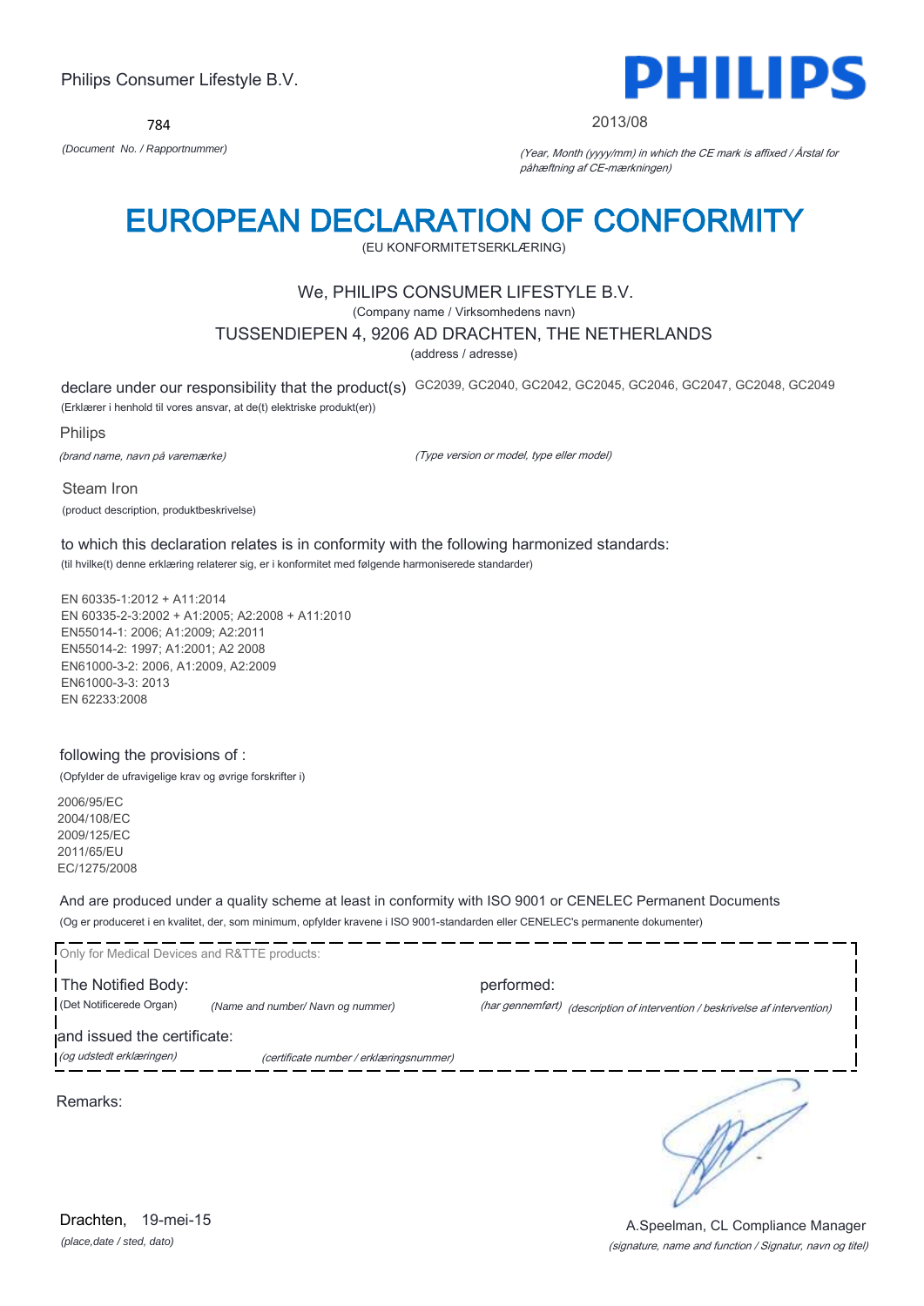Philips Consumer Lifestyle B.V.

**PHILIPS**

784

*(Document No. / Rapportnummer)*

2013/08

*(Year, Month (yyyy/mm) in which the CE mark is affixed / Årstal for påhæftning af CE-mærkningen)*

# EUROPEAN DECLARATION OF CONFORMITY

(EU KONFORMITETSERKLÆRING)

We, PHILIPS CONSUMER LIFESTYLE B.V.

(Company name / Virksomhedens navn)

TUSSENDIEPEN 4, 9206 AD DRACHTEN, THE NETHERLANDS

(address / adresse)

declare under our responsibility that the product(s) GC2039, GC2040, GC2042, GC2045, GC2046, GC2047, GC2048, GC2049

(Erklærer i henhold til vores ansvar, at de(t) elektriske produkt(er))

Philips

*(brand name, navn på varemærke)*

*(Type version or model, type eller model)*

Steam Iron

(product description, produktbeskrivelse)

to which this declaration relates is in conformity with the following harmonized standards:

(til hvilke(t) denne erklæring relaterer sig, er i konformitet med følgende harmoniserede standarder)

EN 60335-1:2012 + A11:2014
EN 60335-2-3:2002 + A1:2005; A2:2008 + A11:2010
EN55014-1: 2006; A1:2009; A2:2011
EN55014-2: 1997; A1:2001; A2 2008
EN61000-3-2: 2006, A1:2009, A2:2009
EN61000-3-3: 2013
EN 62233:2008

following the provisions of :

(Opfylder de ufravigelige krav og øvrige forskrifter i)

2006/95/EC
2004/108/EC
2009/125/EC
2011/65/EU
EC/1275/2008

And are produced under a quality scheme at least in conformity with ISO 9001 or CENELEC Permanent Documents

(Og er produceret i en kvalitet, der, som minimum, opfylder kravene i ISO 9001-standarden eller CENELEC's permanente dokumenter)

Only for Medical Devices and R&TTE products:

The Notified Body: performed:

(Det Notificerede Organ) *(Name and number/ Navn og nummer)* *(har gennemført)* *(description of intervention / beskrivelse af intervention)*

and issued the certificate:

*(og udstedt erklæringen)* *(certificate number / erklæringsnummer)*

Remarks:

Drachten, 19-mei-15

*(place,date / sted, dato)*

A.Speelman, CL Compliance Manager

*(signature, name and function / Signatur, navn og titel)*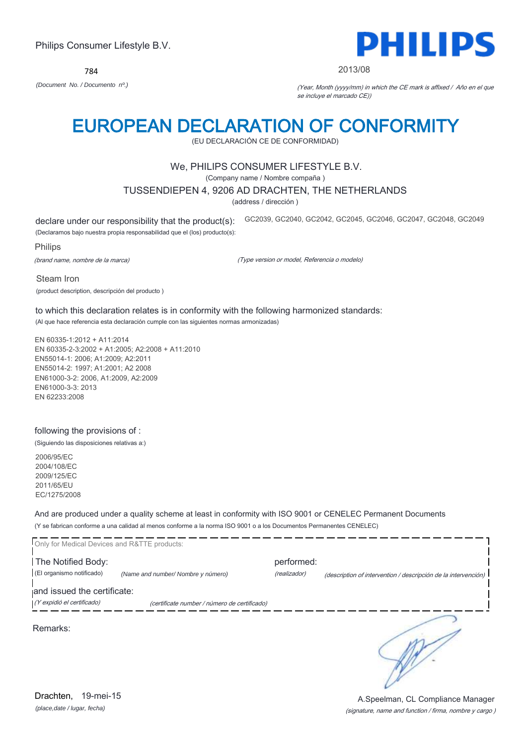Philips Consumer Lifestyle B.V.

**PHILIPS**

784

*(Document No. / Documento nº.)*

2013/08

*(Year, Month (yyyy/mm) in which the CE mark is affixed / Año en el que se incluye el marcado CE))*

# EUROPEAN DECLARATION OF CONFORMITY

(EU DECLARACIÓN CE DE CONFORMIDAD)

We, PHILIPS CONSUMER LIFESTYLE B.V.

(Company name / Nombre compaña )

TUSSENDIEPEN 4, 9206 AD DRACHTEN, THE NETHERLANDS

(address / dirección )

declare under our responsibility that the product(s): GC2039, GC2040, GC2042, GC2045, GC2046, GC2047, GC2048, GC2049

(Declaramos bajo nuestra propia responsabilidad que el (los) producto(s):

Philips

*(brand name, nombre de la marca)*

*(Type version or model, Referencia o modelo)*

Steam Iron

(product description, descripción del producto )

to which this declaration relates is in conformity with the following harmonized standards:

(Al que hace referencia esta declaración cumple con las siguientes normas armonizadas)

EN 60335-1:2012 + A11:2014
EN 60335-2-3:2002 + A1:2005; A2:2008 + A11:2010
EN55014-1: 2006; A1:2009; A2:2011
EN55014-2: 1997; A1:2001; A2 2008
EN61000-3-2: 2006, A1:2009, A2:2009
EN61000-3-3: 2013
EN 62233:2008

following the provisions of :

(Siguiendo las disposiciones relativas a:)

2006/95/EC
2004/108/EC
2009/125/EC
2011/65/EU
EC/1275/2008

And are produced under a quality scheme at least in conformity with ISO 9001 or CENELEC Permanent Documents

(Y se fabrican conforme a una calidad al menos conforme a la norma ISO 9001 o a los Documentos Permanentes CENELEC)

Only for Medical Devices and R&TTE products:

The Notified Body: *(Name and number/ Nombre y número)* performed: *(description of intervention / descripción de la intervención)*

(El organismo notificado) *(realizador)*

and issued the certificate: *(certificate number / número de certificado)*

*(Y expidió el certificado)*

Remarks:

Drachten, 19-mei-15

*(place,date / lugar, fecha)*

A.Speelman, CL Compliance Manager

*(signature, name and function / firma, nombre y cargo )*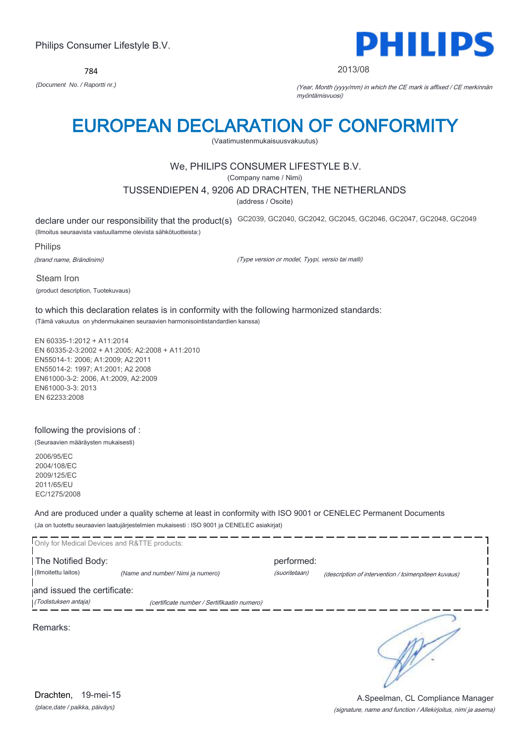Philips Consumer Lifestyle B.V.

784

*(Document No. / Raportti nr.)*

**PHILIPS**

2013/08

*(Year, Month (yyyy/mm) in which the CE mark is affixed / CE merkinnän myöntämisvuosi)*

# EUROPEAN DECLARATION OF CONFORMITY

(Vaatimustenmukaisuusvakuutus)

We, PHILIPS CONSUMER LIFESTYLE B.V.

(Company name / Nimi)

TUSSENDIEPEN 4, 9206 AD DRACHTEN, THE NETHERLANDS

(address / Osoite)

declare under our responsibility that the product(s) GC2039, GC2040, GC2042, GC2045, GC2046, GC2047, GC2048, GC2049

(Ilmoitus seuraavista vastuullamme olevista sähkötuotteista:)

Philips

*(brand name, Brändinimi)*

*(Type version or model, Tyypi, versio tai malli)*

Steam Iron

(product description, Tuotekuvaus)

to which this declaration relates is in conformity with the following harmonized standards:

(Tämä vakuutus on yhdenmukainen seuraavien harmonisointistandardien kanssa)

EN 60335-1:2012 + A11:2014
EN 60335-2-3:2002 + A1:2005; A2:2008 + A11:2010
EN55014-1: 2006; A1:2009; A2:2011
EN55014-2: 1997; A1:2001; A2 2008
EN61000-3-2: 2006, A1:2009, A2:2009
EN61000-3-3: 2013
EN 62233:2008

following the provisions of :

(Seuraavien määräysten mukaisesti)

2006/95/EC
2004/108/EC
2009/125/EC
2011/65/EU
EC/1275/2008

And are produced under a quality scheme at least in conformity with ISO 9001 or CENELEC Permanent Documents

(Ja on tuotettu seuraavien laatujärjestelmien mukaisesti : ISO 9001 ja CENELEC asiakirjat)

Only for Medical Devices and R&TTE products:

The Notified Body: *(Name and number/ Nimi ja numero)* performed: *(description of intervention / toimenpiteen kuvaus)*

(Ilmoitettu laitos) *(suoritetaan)*

and issued the certificate: *(certificate number / Sertifikaatin numero)*

*(Todistuksen antaja)*

Remarks:

Drachten, 19-mei-15

*(place,date / paikka, päiväys)*

A.Speelman, CL Compliance Manager

*(signature, name and function / Allekirjoitus, nimi ja asema)*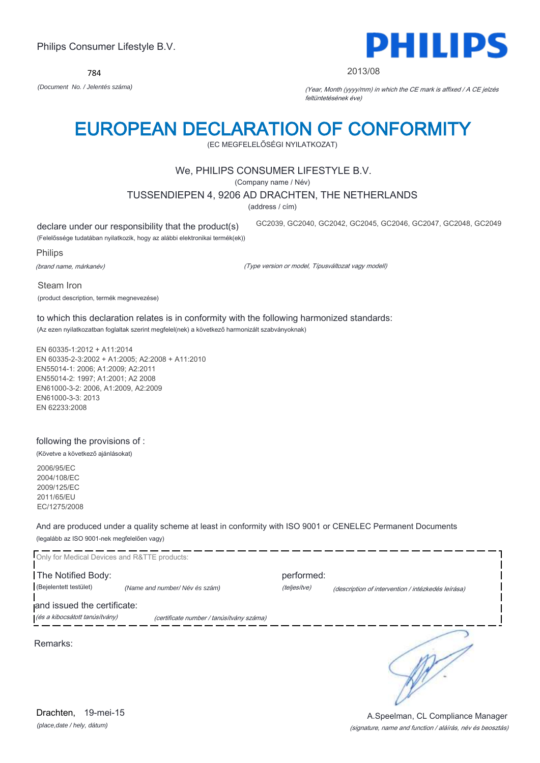Philips Consumer Lifestyle B.V.

784

*(Document No. / Jelentés száma)*

**PHILIPS**

2013/08

*(Year, Month (yyyy/mm) in which the CE mark is affixed / A CE jelzés feltüntetésének éve)*

# EUROPEAN DECLARATION OF CONFORMITY

(EC MEGFELELŐSÉGI NYILATKOZAT)

We, PHILIPS CONSUMER LIFESTYLE B.V.

(Company name / Név)

TUSSENDIEPEN 4, 9206 AD DRACHTEN, THE NETHERLANDS

(address / cím)

declare under our responsibility that the product(s)
(Felelőssége tudatában nyilatkozik, hogy az alábbi elektronikai termék(ek))

GC2039, GC2040, GC2042, GC2045, GC2046, GC2047, GC2048, GC2049

Philips

*(brand name, márkanév)*

*(Type version or model, Típusváltozat vagy modell)*

Steam Iron

(product description, termék megnevezése)

to which this declaration relates is in conformity with the following harmonized standards:
(Az ezen nyilatkozatban foglaltak szerint megfelel(nek) a következő harmonizált szabványoknak)

EN 60335-1:2012 + A11:2014
EN 60335-2-3:2002 + A1:2005; A2:2008 + A11:2010
EN55014-1: 2006; A1:2009; A2:2011
EN55014-2: 1997; A1:2001; A2 2008
EN61000-3-2: 2006, A1:2009, A2:2009
EN61000-3-3: 2013
EN 62233:2008

following the provisions of :
(Követve a következő ajánlásokat)

2006/95/EC
2004/108/EC
2009/125/EC
2011/65/EU
EC/1275/2008

And are produced under a quality scheme at least in conformity with ISO 9001 or CENELEC Permanent Documents
(legalább az ISO 9001-nek megfelelően vagy)

Only for Medical Devices and R&TTE products:

The Notified Body: (Bejelentett testület) *(Name and number/ Név és szám)*

performed: *(teljesítve)* *(description of intervention / intézkedés leírása)*

and issued the certificate: *(és a kibocsátott tanúsítvány)* *(certificate number / tanúsítvány száma)*

Remarks:

Drachten, 19-mei-15
*(place,date / hely, dátum)*

A.Speelman, CL Compliance Manager
*(signature, name and function / aláírás, név és beosztás)*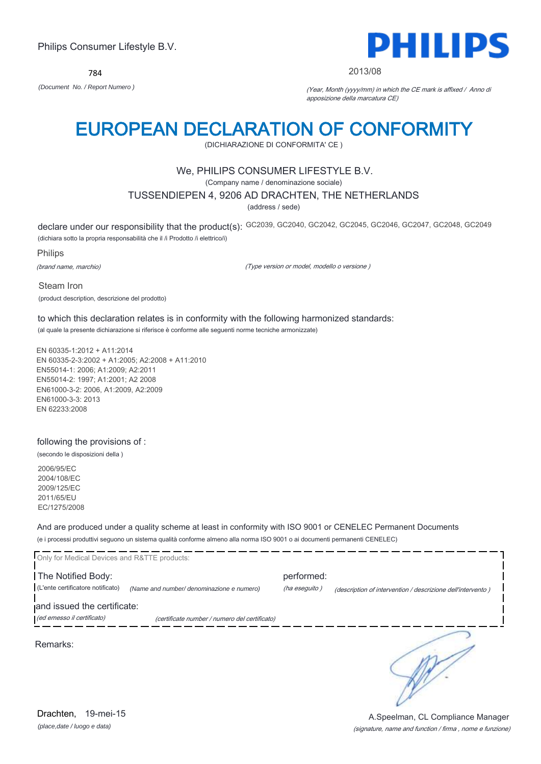Philips Consumer Lifestyle B.V.

784

*(Document No. / Report Numero )*

**PHILIPS**

2013/08

*(Year, Month (yyyy/mm) in which the CE mark is affixed / Anno di apposizione della marcatura CE)*

# EUROPEAN DECLARATION OF CONFORMITY

(DICHIARAZIONE DI CONFORMITA' CE )

We, PHILIPS CONSUMER LIFESTYLE B.V.

(Company name / denominazione sociale)

TUSSENDIEPEN 4, 9206 AD DRACHTEN, THE NETHERLANDS

(address / sede)

declare under our responsibility that the product(s): GC2039, GC2040, GC2042, GC2045, GC2046, GC2047, GC2048, GC2049

(dichiara sotto la propria responsabilità che il /i Prodotto /i elettrico/i)

Philips

*(brand name, marchio)*

*(Type version or model, modello o versione )*

Steam Iron

(product description, descrizione del prodotto)

to which this declaration relates is in conformity with the following harmonized standards:

(al quale la presente dichiarazione si riferisce è conforme alle seguenti norme tecniche armonizzate)

EN 60335-1:2012 + A11:2014
EN 60335-2-3:2002 + A1:2005; A2:2008 + A11:2010
EN55014-1: 2006; A1:2009; A2:2011
EN55014-2: 1997; A1:2001; A2 2008
EN61000-3-2: 2006, A1:2009, A2:2009
EN61000-3-3: 2013
EN 62233:2008

following the provisions of :

(secondo le disposizioni della )

2006/95/EC
2004/108/EC
2009/125/EC
2011/65/EU
EC/1275/2008

And are produced under a quality scheme at least in conformity with ISO 9001 or CENELEC Permanent Documents

(e i processi produttivi seguono un sistema qualità conforme almeno alla norma ISO 9001 o ai documenti permanenti CENELEC)

Only for Medical Devices and R&TTE products:

The Notified Body: (L'ente certificatore notificato) *(Name and number/ denominazione e numero)*

performed: *(ha eseguito )* *(description of intervention / descrizione dell'intervento )*

and issued the certificate: *(ed emesso il certificato)* *(certificate number / numero del certificato)*

Remarks:

Drachten, 19-mei-15

*(place,date / luogo e data)*

A.Speelman, CL Compliance Manager

*(signature, name and function / firma , nome e funzione)*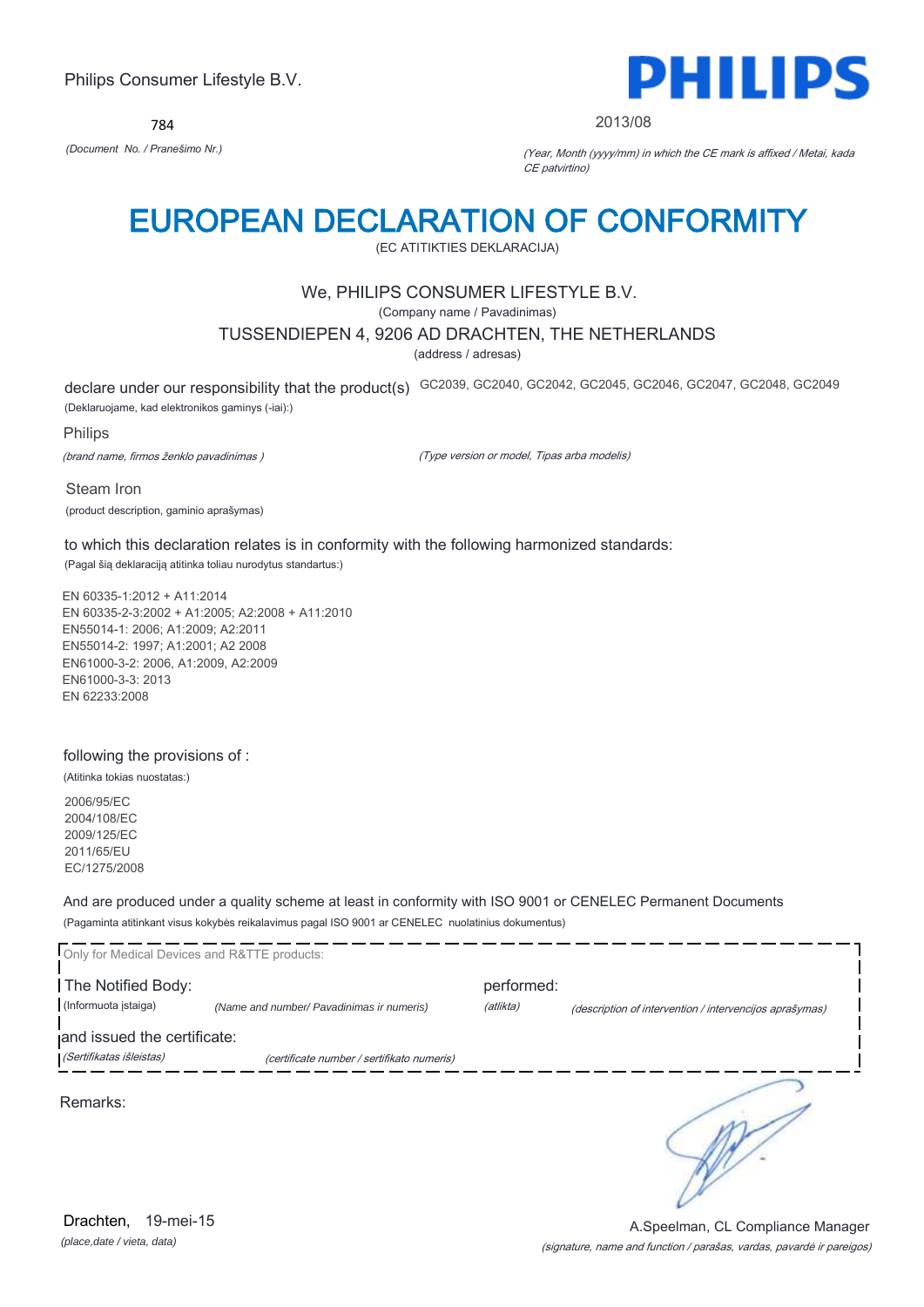Philips Consumer Lifestyle B.V.

784

*(Document No. / Pranešimo Nr.)*

PHILIPS

2013/08

*(Year, Month (yyyy/mm) in which the CE mark is affixed / Metai, kada CE patvirtino)*

# EUROPEAN DECLARATION OF CONFORMITY

(EC ATITIKTIES DEKLARACIJA)

We, PHILIPS CONSUMER LIFESTYLE B.V.

(Company name / Pavadinimas)

TUSSENDIEPEN 4, 9206 AD DRACHTEN, THE NETHERLANDS

(address / adresas)

declare under our responsibility that the product(s) GC2039, GC2040, GC2042, GC2045, GC2046, GC2047, GC2048, GC2049

(Deklaruojame, kad elektronikos gaminys (-iai):)

Philips

*(brand name, firmos ženklo pavadinimas )*

*(Type version or model, Tipas arba modelis)*

Steam Iron

(product description, gaminio aprašymas)

to which this declaration relates is in conformity with the following harmonized standards:

(Pagal šią deklaraciją atitinka toliau nurodytus standartus:)

EN 60335-1:2012 + A11:2014
EN 60335-2-3:2002 + A1:2005; A2:2008 + A11:2010
EN55014-1: 2006; A1:2009; A2:2011
EN55014-2: 1997; A1:2001; A2 2008
EN61000-3-2: 2006, A1:2009, A2:2009
EN61000-3-3: 2013
EN 62233:2008

following the provisions of :

(Atitinka tokias nuostatas:)

2006/95/EC
2004/108/EC
2009/125/EC
2011/65/EU
EC/1275/2008

And are produced under a quality scheme at least in conformity with ISO 9001 or CENELEC Permanent Documents

(Pagaminta atitinkant visus kokybės reikalavimus pagal ISO 9001 ar CENELEC nuolatinius dokumentus)

Only for Medical Devices and R&TTE products:

The Notified Body: *(Name and number/ Pavadinimas ir numeris)* performed: *(atlikta)* *(description of intervention / intervencijos aprašymas)*

(Informuota įstaiga)

and issued the certificate: *(certificate number / sertifikato numeris)*

*(Sertifikatas išleistas)*

Remarks:

Drachten, 19-mei-15

*(place,date / vieta, data)*

A.Speelman, CL Compliance Manager

*(signature, name and function / parašas, vardas, pavardė ir pareigos)*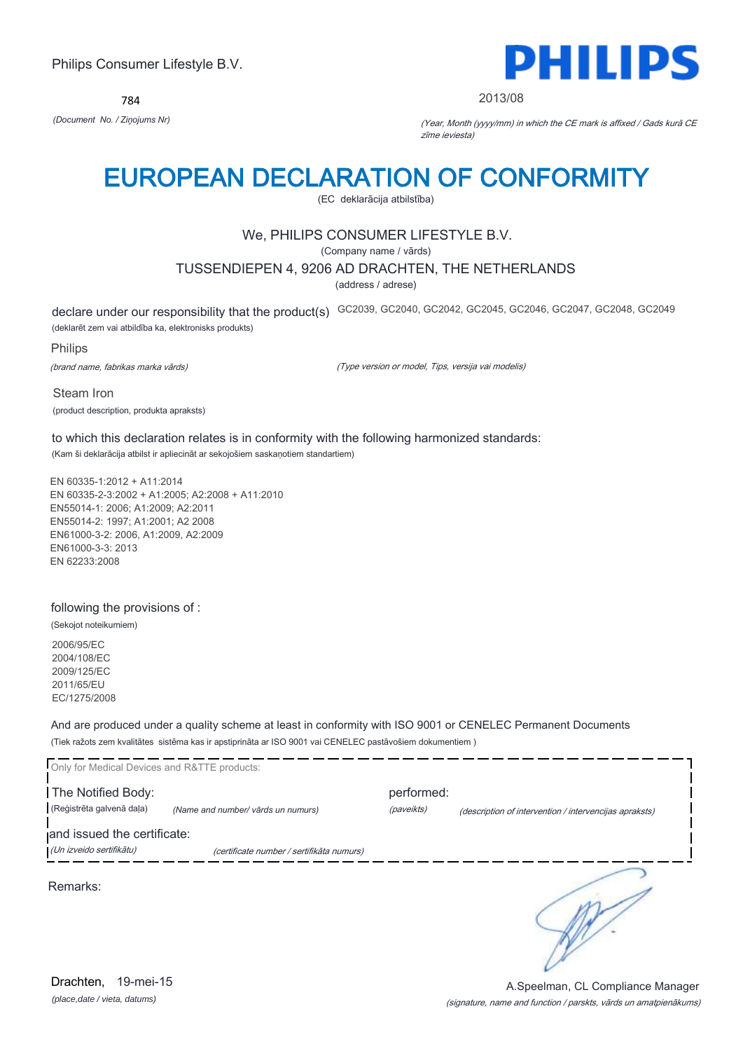Philips Consumer Lifestyle B.V.

784

*(Document No. / Ziņojums Nr)*

**PHILIPS**

2013/08

*(Year, Month (yyyy/mm) in which the CE mark is affixed / Gads kurā CE zīme ieviesta)*

# EUROPEAN DECLARATION OF CONFORMITY

(EC deklarācija atbilstība)

We, PHILIPS CONSUMER LIFESTYLE B.V.

(Company name / vārds)

TUSSENDIEPEN 4, 9206 AD DRACHTEN, THE NETHERLANDS

(address / adrese)

declare under our responsibility that the product(s) GC2039, GC2040, GC2042, GC2045, GC2046, GC2047, GC2048, GC2049

(deklarēt zem vai atbildība ka, elektronisks produkts)

Philips

*(brand name, fabrikas marka vārds)*

*(Type version or model, Tips, versija vai modelis)*

Steam Iron

(product description, produkta apraksts)

to which this declaration relates is in conformity with the following harmonized standards:

(Kam ši deklarācija atbilst ir apliecināt ar sekojošiem saskaņotiem standartiem)

EN 60335-1:2012 + A11:2014
EN 60335-2-3:2002 + A1:2005; A2:2008 + A11:2010
EN55014-1: 2006; A1:2009; A2:2011
EN55014-2: 1997; A1:2001; A2 2008
EN61000-3-2: 2006, A1:2009, A2:2009
EN61000-3-3: 2013
EN 62233:2008

following the provisions of :

(Sekojot noteikumiem)

2006/95/EC
2004/108/EC
2009/125/EC
2011/65/EU
EC/1275/2008

And are produced under a quality scheme at least in conformity with ISO 9001 or CENELEC Permanent Documents

(Tiek ražots zem kvalitātes sistēma kas ir apstiprināta ar ISO 9001 vai CENELEC pastāvošiem dokumentiem )

Only for Medical Devices and R&TTE products:

The Notified Body: performed:

(Reģistrēta galvenā daļa) *(Name and number/ vārds un numurs)* *(paveikts)* *(description of intervention / intervencijas apraksts)*

and issued the certificate:

*(Un izveido sertifikātu)* *(certificate number / sertifikāta numurs)*

Remarks:

Drachten, 19-mei-15

*(place,date / vieta, datums)*

A.Speelman, CL Compliance Manager

*(signature, name and function / parksts, vārds un amatpienākums)*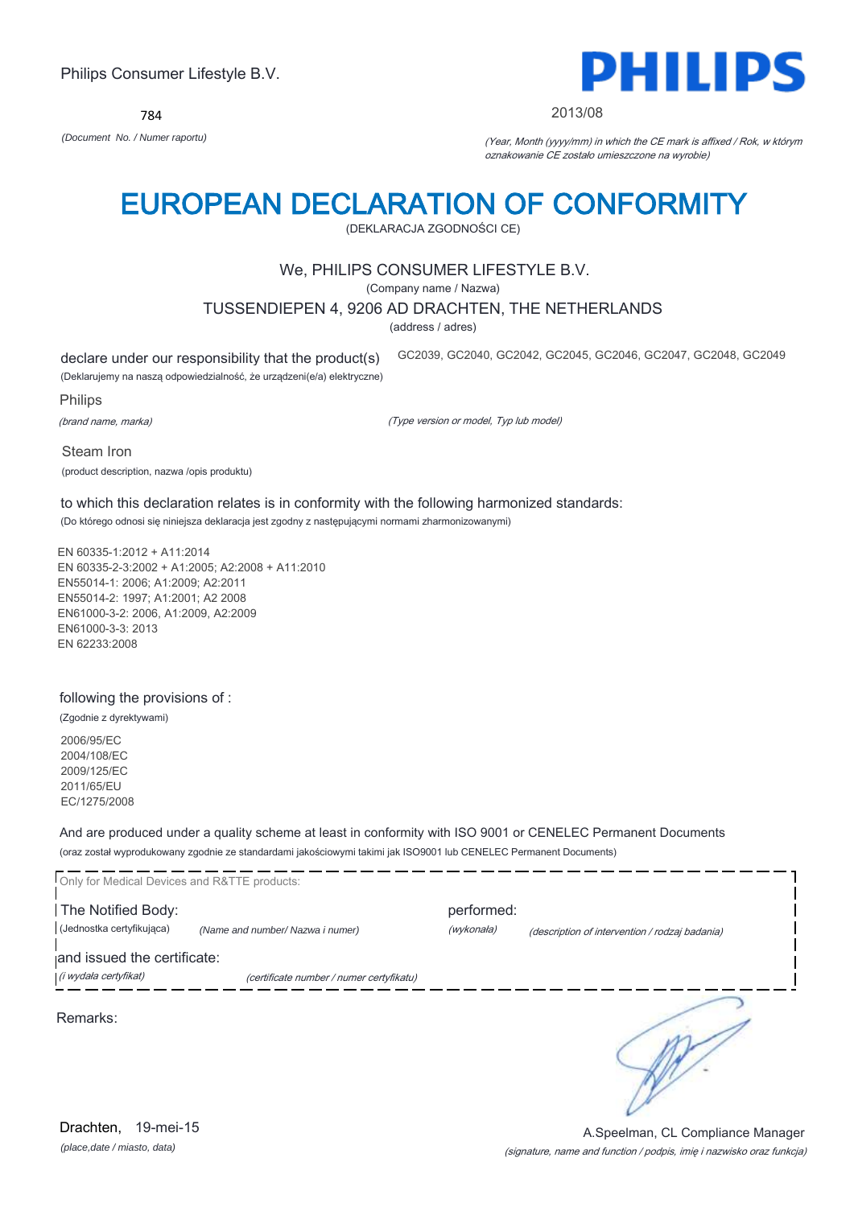Philips Consumer Lifestyle B.V.

784

*(Document No. / Numer raportu)*

PHILIPS

2013/08

*(Year, Month (yyyy/mm) in which the CE mark is affixed / Rok, w którym oznakowanie CE zostało umieszczone na wyrobie)*

# EUROPEAN DECLARATION OF CONFORMITY

(DEKLARACJA ZGODNOŚCI CE)

We, PHILIPS CONSUMER LIFESTYLE B.V.

(Company name / Nazwa)

TUSSENDIEPEN 4, 9206 AD DRACHTEN, THE NETHERLANDS

(address / adres)

declare under our responsibility that the product(s) GC2039, GC2040, GC2042, GC2045, GC2046, GC2047, GC2048, GC2049

(Deklarujemy na naszą odpowiedzialność, że urządzeni(e/a) elektryczne)

Philips

*(brand name, marka)*

*(Type version or model, Typ lub model)*

Steam Iron

(product description, nazwa /opis produktu)

to which this declaration relates is in conformity with the following harmonized standards:

(Do którego odnosi się niniejsza deklaracja jest zgodny z następującymi normami zharmonizowanymi)

EN 60335-1:2012 + A11:2014
EN 60335-2-3:2002 + A1:2005; A2:2008 + A11:2010
EN55014-1: 2006; A1:2009; A2:2011
EN55014-2: 1997; A1:2001; A2 2008
EN61000-3-2: 2006, A1:2009, A2:2009
EN61000-3-3: 2013
EN 62233:2008

following the provisions of :

(Zgodnie z dyrektywami)

2006/95/EC
2004/108/EC
2009/125/EC
2011/65/EU
EC/1275/2008

And are produced under a quality scheme at least in conformity with ISO 9001 or CENELEC Permanent Documents

(oraz został wyprodukowany zgodnie ze standardami jakościowymi takimi jak ISO9001 lub CENELEC Permanent Documents)

Only for Medical Devices and R&TTE products:

The Notified Body: performed:

(Jednostka certyfikująca) *(Name and number/ Nazwa i numer)* *(wykonała)* *(description of intervention / rodzaj badania)*

and issued the certificate:

*(i wydała certyfikat)* *(certificate number / numer certyfikatu)*

Remarks:

Drachten, 19-mei-15

*(place,date / miasto, data)*

A.Speelman, CL Compliance Manager

*(signature, name and function / podpis, imię i nazwisko oraz funkcja)*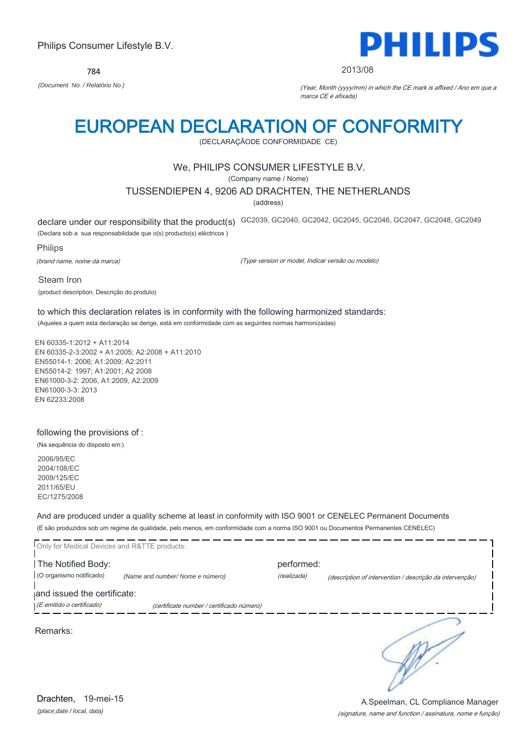Philips Consumer Lifestyle B.V.

784

*(Document No. / Relatório No.)*

PHILIPS

2013/08

*(Year, Month (yyyy/mm) in which the CE mark is affixed / Ano em que a marca CE é afixada)*

# EUROPEAN DECLARATION OF CONFORMITY

(DECLARAÇÃODE CONFORMIDADE CE)

We, PHILIPS CONSUMER LIFESTYLE B.V.

(Company name / Nome)

TUSSENDIEPEN 4, 9206 AD DRACHTEN, THE NETHERLANDS

(address)

declare under our responsibility that the product(s) GC2039, GC2040, GC2042, GC2045, GC2046, GC2047, GC2048, GC2049

(Declara sob a sua responsabilidade que o(s) producto(s) eléctricos )

Philips

*(brand name, nome da marca)*

*(Type version or model, Indicar versão ou modelo)*

Steam Iron

(product description, Descrição do produto)

to which this declaration relates is in conformity with the following harmonized standards:

(Aqueles a quem esta declaração se derige, está em conformidade com as seguintes normas harmonizadas)

EN 60335-1:2012 + A11:2014
EN 60335-2-3:2002 + A1:2005; A2:2008 + A11:2010
EN55014-1: 2006; A1:2009; A2:2011
EN55014-2: 1997; A1:2001; A2 2008
EN61000-3-2: 2006, A1:2009, A2:2009
EN61000-3-3: 2013
EN 62233:2008

following the provisions of :

(Na sequência do disposto em:)

2006/95/EC
2004/108/EC
2009/125/EC
2011/65/EU
EC/1275/2008

And are produced under a quality scheme at least in conformity with ISO 9001 or CENELEC Permanent Documents

(E são produzidos sob um regime de qualidade, pelo menos, em conformidade com a norma ISO 9001 ou Documentos Permanentes CENELEC)

Only for Medical Devices and R&TTE products:

The Notified Body: (O organismo notificado) *(Name and number/ Nome e número)*

performed: *(realizada)* *(description of intervention / descrição da intervenção)*

and issued the certificate: *(E emitido o certificado)* *(certificate number / certificado número)*

Remarks:

Drachten, 19-mei-15

*(place,date / local, data)*

A.Speelman, CL Compliance Manager

*(signature, name and function / assinatura, nome e função)*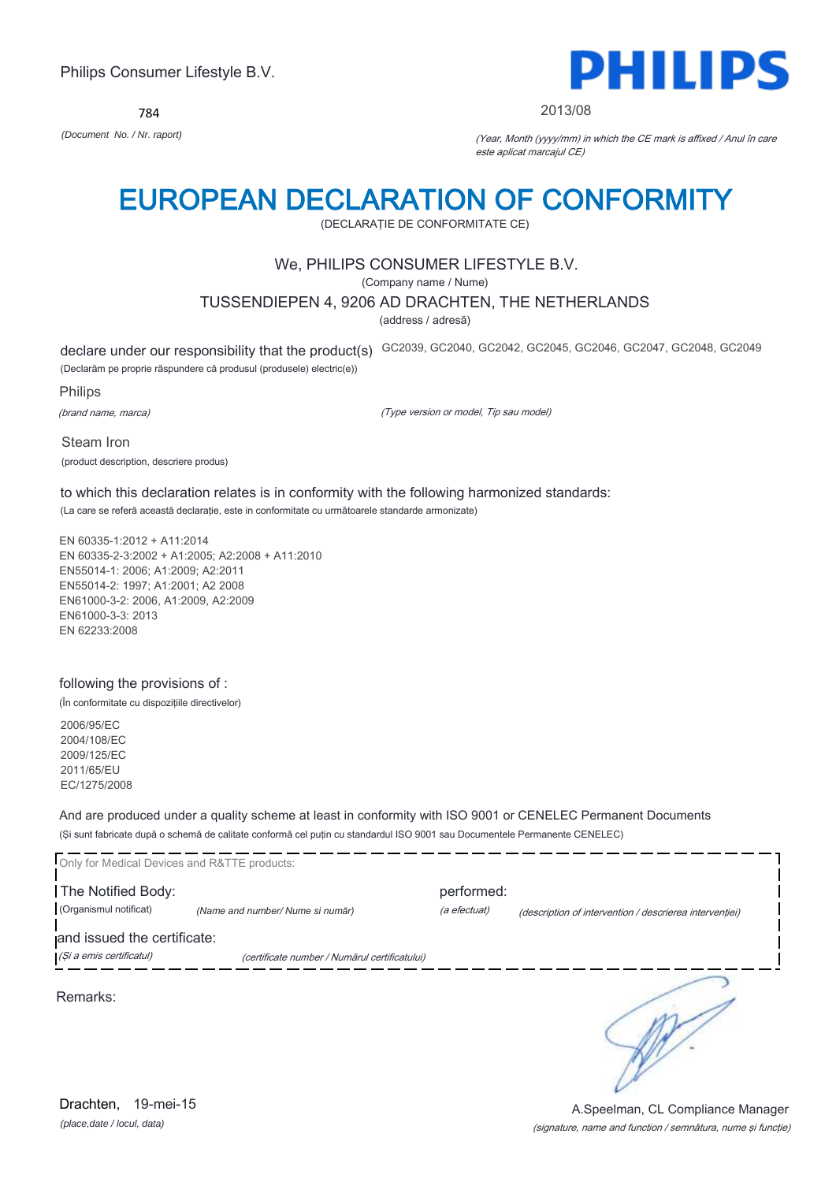Philips Consumer Lifestyle B.V.

784

*(Document No. / Nr. raport)*

PHILIPS

2013/08

*(Year, Month (yyyy/mm) in which the CE mark is affixed / Anul în care este aplicat marcajul CE)*

# EUROPEAN DECLARATION OF CONFORMITY

(DECLARAȚIE DE CONFORMITATE CE)

We, PHILIPS CONSUMER LIFESTYLE B.V.

(Company name / Nume)

TUSSENDIEPEN 4, 9206 AD DRACHTEN, THE NETHERLANDS

(address / adresă)

declare under our responsibility that the product(s) GC2039, GC2040, GC2042, GC2045, GC2046, GC2047, GC2048, GC2049

(Declarăm pe proprie răspundere că produsul (produsele) electric(e))

Philips

*(brand name, marca)*

*(Type version or model, Tip sau model)*

Steam Iron

(product description, descriere produs)

to which this declaration relates is in conformity with the following harmonized standards:

(La care se referă această declarație, este in conformitate cu următoarele standarde armonizate)

EN 60335-1:2012 + A11:2014
EN 60335-2-3:2002 + A1:2005; A2:2008 + A11:2010
EN55014-1: 2006; A1:2009; A2:2011
EN55014-2: 1997; A1:2001; A2 2008
EN61000-3-2: 2006, A1:2009, A2:2009
EN61000-3-3: 2013
EN 62233:2008

following the provisions of :

(În conformitate cu dispozițiile directivelor)

2006/95/EC
2004/108/EC
2009/125/EC
2011/65/EU
EC/1275/2008

And are produced under a quality scheme at least in conformity with ISO 9001 or CENELEC Permanent Documents

(Și sunt fabricate după o schemă de calitate conformă cel puțin cu standardul ISO 9001 sau Documentele Permanente CENELEC)

Only for Medical Devices and R&TTE products:

The Notified Body: (Organismul notificat) *(Name and number/ Nume si număr)*

performed: *(a efectuat)* *(description of intervention / descrierea intervenției)*

and issued the certificate: *(Și a emis certificatul)* *(certificate number / Numărul certificatului)*

Remarks:

Drachten, 19-mei-15

*(place,date / locul, data)*

A.Speelman, CL Compliance Manager

*(signature, name and function / semnătura, nume și funcție)*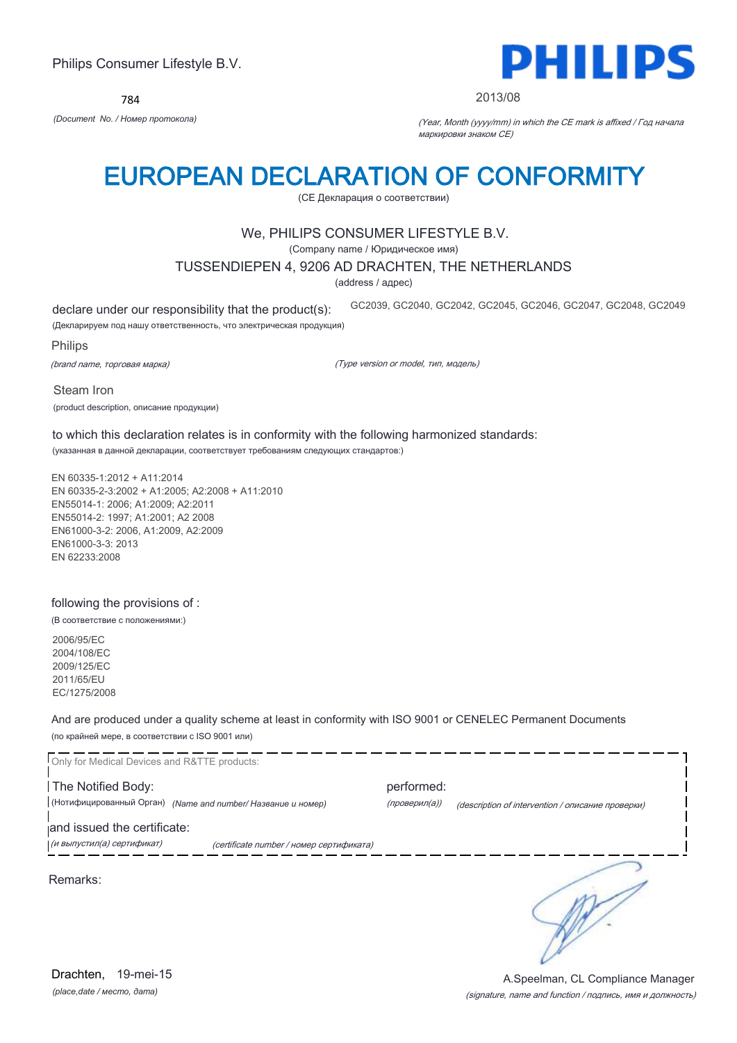Philips Consumer Lifestyle B.V.

784

*(Document No. / Номер протокола)*

PHILIPS

2013/08

*(Year, Month (yyyy/mm) in which the CE mark is affixed / Год начала маркировки знаком CE)*

# EUROPEAN DECLARATION OF CONFORMITY

(CE Декларация о соответствии)

We, PHILIPS CONSUMER LIFESTYLE B.V.

(Company name / Юридическое имя)

TUSSENDIEPEN 4, 9206 AD DRACHTEN, THE NETHERLANDS

(address / адрес)

declare under our responsibility that the product(s): GC2039, GC2040, GC2042, GC2045, GC2046, GC2047, GC2048, GC2049

(Декларируем под нашу ответственность, что электрическая продукция)

Philips

*(brand name, торговая марка)*

*(Type version or model, тип, модель)*

Steam Iron

(product description, описание продукции)

to which this declaration relates is in conformity with the following harmonized standards:

(указанная в данной декларации, соответствует требованиям следующих стандартов:)

EN 60335-1:2012 + A11:2014
EN 60335-2-3:2002 + A1:2005; A2:2008 + A11:2010
EN55014-1: 2006; A1:2009; A2:2011
EN55014-2: 1997; A1:2001; A2 2008
EN61000-3-2: 2006, A1:2009, A2:2009
EN61000-3-3: 2013
EN 62233:2008

following the provisions of :

(В соответствие с положениями:)

2006/95/EC
2004/108/EC
2009/125/EC
2011/65/EU
EC/1275/2008

And are produced under a quality scheme at least in conformity with ISO 9001 or CENELEC Permanent Documents

(по крайней мере, в соответствии с ISO 9001 или)

Only for Medical Devices and R&TTE products:

The Notified Body: (Нотифицированный Орган) *(Name and number/ Название и номер)*

performed: *(проверил(а))* *(description of intervention / описание проверки)*

and issued the certificate: *(и выпустил(а) сертификат)* *(certificate number / номер сертификата)*

Remarks:

Drachten, 19-mei-15

*(place,date / место, дата)*

A.Speelman, CL Compliance Manager

*(signature, name and function / подпись, имя и должность)*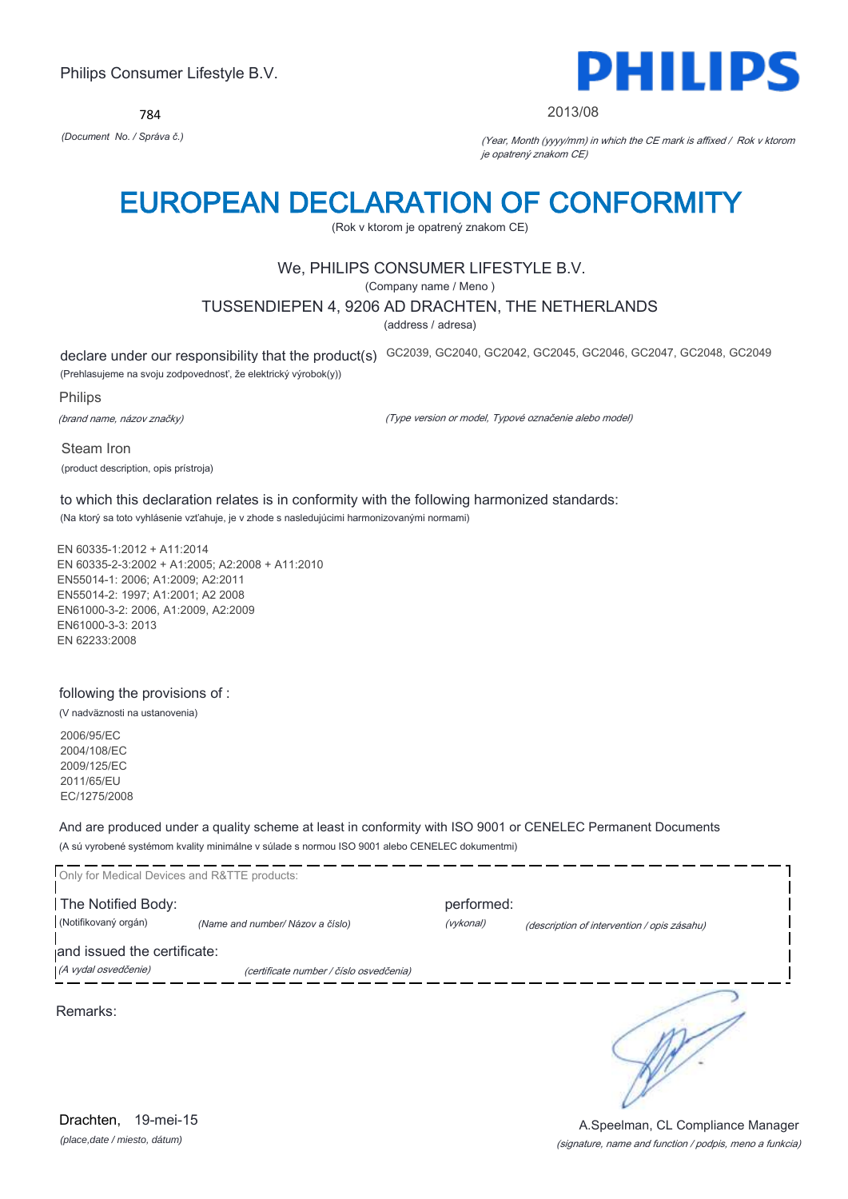Philips Consumer Lifestyle B.V.

784

*(Document No. / Správa č.)*

**PHILIPS**

2013/08

*(Year, Month (yyyy/mm) in which the CE mark is affixed / Rok v ktorom je opatrený znakom CE)*

# EUROPEAN DECLARATION OF CONFORMITY

(Rok v ktorom je opatrený znakom CE)

We, PHILIPS CONSUMER LIFESTYLE B.V.

(Company name / Meno )

TUSSENDIEPEN 4, 9206 AD DRACHTEN, THE NETHERLANDS

(address / adresa)

declare under our responsibility that the product(s) GC2039, GC2040, GC2042, GC2045, GC2046, GC2047, GC2048, GC2049

(Prehlasujeme na svoju zodpovednosť, že elektrický výrobok(y))

Philips

*(brand name, názov značky)*

*(Type version or model, Typové označenie alebo model)*

Steam Iron

(product description, opis prístroja)

to which this declaration relates is in conformity with the following harmonized standards:

(Na ktorý sa toto vyhlásenie vzťahuje, je v zhode s nasledujúcimi harmonizovanými normami)

EN 60335-1:2012 + A11:2014
EN 60335-2-3:2002 + A1:2005; A2:2008 + A11:2010
EN55014-1: 2006; A1:2009; A2:2011
EN55014-2: 1997; A1:2001; A2 2008
EN61000-3-2: 2006, A1:2009, A2:2009
EN61000-3-3: 2013
EN 62233:2008

following the provisions of :

(V nadväznosti na ustanovenia)

2006/95/EC
2004/108/EC
2009/125/EC
2011/65/EU
EC/1275/2008

And are produced under a quality scheme at least in conformity with ISO 9001 or CENELEC Permanent Documents

(A sú vyrobené systémom kvality minimálne v súlade s normou ISO 9001 alebo CENELEC dokumentmi)

Only for Medical Devices and R&TTE products:

The Notified Body: performed:

(Notifikovaný orgán) *(Name and number/ Názov a číslo)* *(vykonal)* *(description of intervention / opis zásahu)*

and issued the certificate:

*(A vydal osvedčenie)* *(certificate number / číslo osvedčenia)*

Remarks:

Drachten, 19-mei-15

*(place,date / miesto, dátum)*

A.Speelman, CL Compliance Manager

*(signature, name and function / podpis, meno a funkcia)*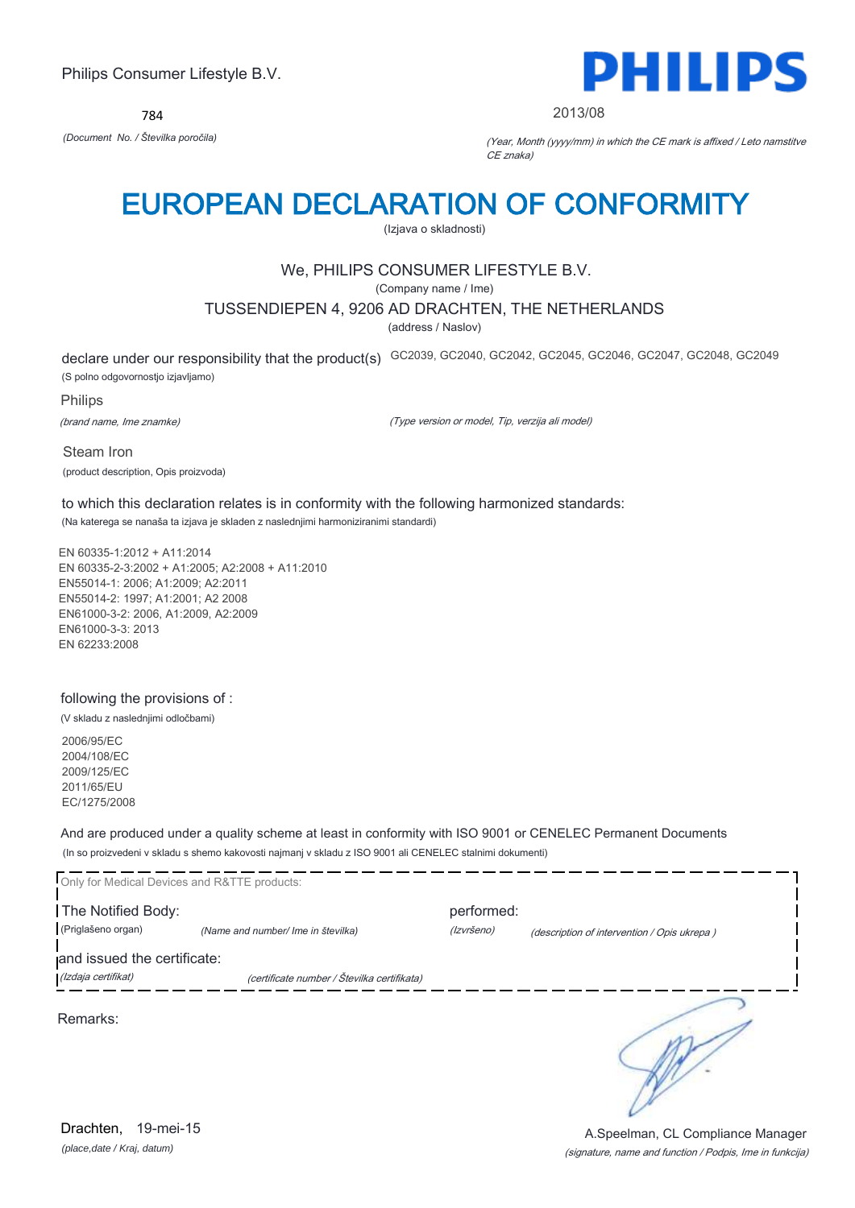Philips Consumer Lifestyle B.V.

784

*(Document No. / Številka poročila)*

**PHILIPS**

2013/08

*(Year, Month (yyyy/mm) in which the CE mark is affixed / Leto namstitve CE znaka)*

# EUROPEAN DECLARATION OF CONFORMITY

(Izjava o skladnosti)

We, PHILIPS CONSUMER LIFESTYLE B.V.

(Company name / Ime)

TUSSENDIEPEN 4, 9206 AD DRACHTEN, THE NETHERLANDS

(address / Naslov)

declare under our responsibility that the product(s) GC2039, GC2040, GC2042, GC2045, GC2046, GC2047, GC2048, GC2049

(S polno odgovornostjo izjavljamo)

Philips

*(brand name, Ime znamke)*

*(Type version or model, Tip, verzija ali model)*

Steam Iron

(product description, Opis proizvoda)

to which this declaration relates is in conformity with the following harmonized standards:

(Na katerega se nanaša ta izjava je skladen z naslednjimi harmoniziranimi standardi)

EN 60335-1:2012 + A11:2014
EN 60335-2-3:2002 + A1:2005; A2:2008 + A11:2010
EN55014-1: 2006; A1:2009; A2:2011
EN55014-2: 1997; A1:2001; A2 2008
EN61000-3-2: 2006, A1:2009, A2:2009
EN61000-3-3: 2013
EN 62233:2008

following the provisions of :

(V skladu z naslednjimi odločbami)

2006/95/EC
2004/108/EC
2009/125/EC
2011/65/EU
EC/1275/2008

And are produced under a quality scheme at least in conformity with ISO 9001 or CENELEC Permanent Documents

(In so proizvedeni v skladu s shemo kakovosti najmanj v skladu z ISO 9001 ali CENELEC stalnimi dokumenti)

Only for Medical Devices and R&TTE products:

The Notified Body: (Priglašeno organ) *(Name and number/ Ime in številka)*

performed: *(Izvršeno)* *(description of intervention / Opis ukrepa )*

and issued the certificate: *(Izdaja certifikat)* *(certificate number / Številka certifikata)*

Remarks:

Drachten, 19-mei-15

*(place,date / Kraj, datum)*

A.Speelman, CL Compliance Manager

*(signature, name and function / Podpis, Ime in funkcija)*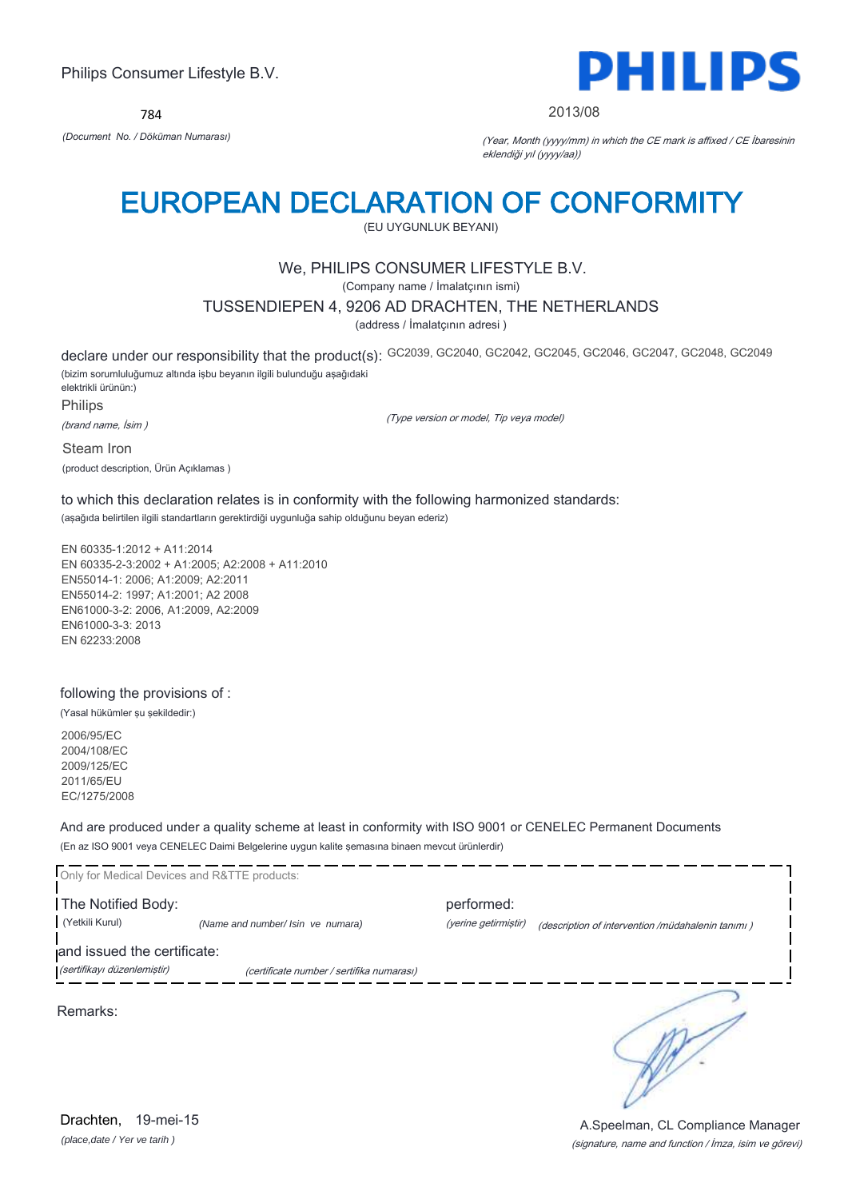Philips Consumer Lifestyle B.V.

**PHILIPS**

784

*(Document No. / Döküman Numarası)*

2013/08

*(Year, Month (yyyy/mm) in which the CE mark is affixed / CE İbaresinin eklendiği yıl (yyyy/aa))*

# EUROPEAN DECLARATION OF CONFORMITY

(EU UYGUNLUK BEYANI)

We, PHILIPS CONSUMER LIFESTYLE B.V.

(Company name / İmalatçının ismi)

TUSSENDIEPEN 4, 9206 AD DRACHTEN, THE NETHERLANDS

(address / İmalatçının adresi )

declare under our responsibility that the product(s): GC2039, GC2040, GC2042, GC2045, GC2046, GC2047, GC2048, GC2049

(bizim sorumluluğumuz altında işbu beyanın ilgili bulunduğu aşağıdaki elektrikli ürünün:)

Philips

*(brand name, İsim )*

*(Type version or model, Tip veya model)*

Steam Iron

(product description, Ürün Açıklamas )

to which this declaration relates is in conformity with the following harmonized standards:

(aşağıda belirtilen ilgili standartların gerektirdiği uygunluğa sahip olduğunu beyan ederiz)

EN 60335-1:2012 + A11:2014
EN 60335-2-3:2002 + A1:2005; A2:2008 + A11:2010
EN55014-1: 2006; A1:2009; A2:2011
EN55014-2: 1997; A1:2001; A2 2008
EN61000-3-2: 2006, A1:2009, A2:2009
EN61000-3-3: 2013
EN 62233:2008

following the provisions of :

(Yasal hükümler şu şekildedir:)

2006/95/EC
2004/108/EC
2009/125/EC
2011/65/EU
EC/1275/2008

And are produced under a quality scheme at least in conformity with ISO 9001 or CENELEC Permanent Documents

(En az ISO 9001 veya CENELEC Daimi Belgelerine uygun kalite şemasına binaen mevcut ürünlerdir)

Only for Medical Devices and R&TTE products:

The Notified Body: performed:

(Yetkili Kurul) *(Name and number/ Isin ve numara)* *(yerine getirmiştir)* *(description of intervention /müdahalenin tanımı )*

and issued the certificate:

*(sertifikayı düzenlemiştir)* *(certificate number / sertifika numarası)*

Remarks:

Drachten, 19-mei-15

*(place,date / Yer ve tarih )*

A.Speelman, CL Compliance Manager

*(signature, name and function / İmza, isim ve görevi)*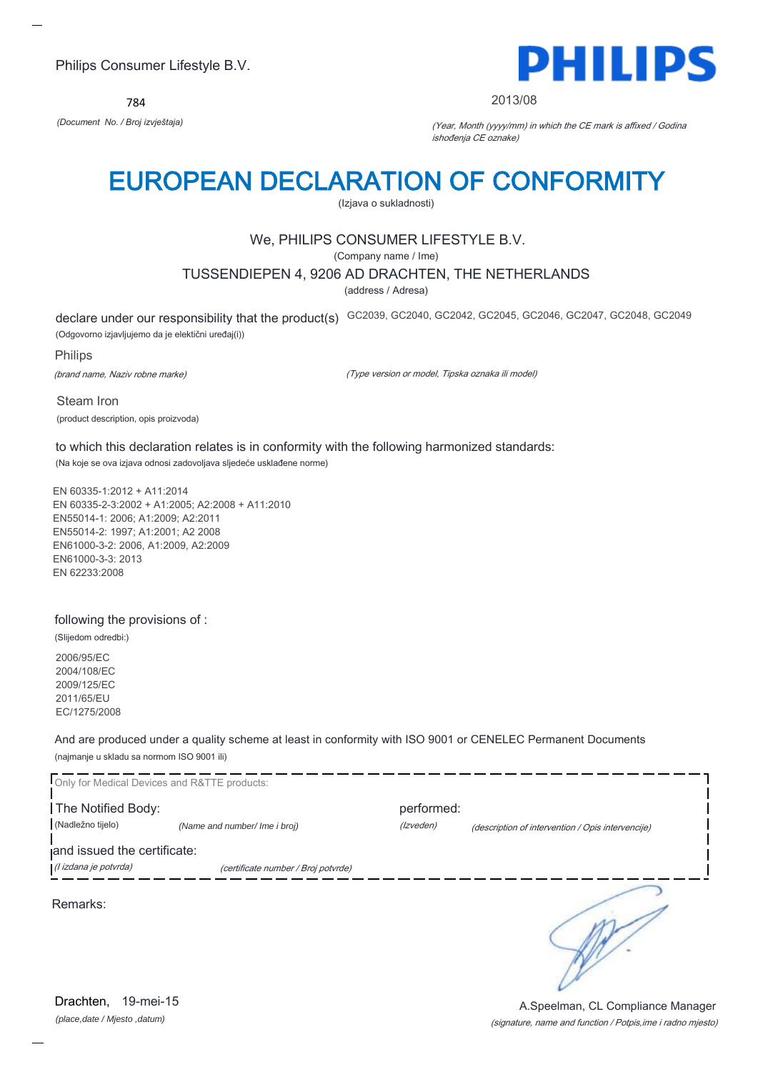Philips Consumer Lifestyle B.V.

784

*(Document No. / Broj izvještaja)*

PHILIPS

2013/08

*(Year, Month (yyyy/mm) in which the CE mark is affixed / Godina ishođenja CE oznake)*

# EUROPEAN DECLARATION OF CONFORMITY

(Izjava o sukladnosti)

We, PHILIPS CONSUMER LIFESTYLE B.V.

(Company name / Ime)

TUSSENDIEPEN 4, 9206 AD DRACHTEN, THE NETHERLANDS

(address / Adresa)

declare under our responsibility that the product(s) GC2039, GC2040, GC2042, GC2045, GC2046, GC2047, GC2048, GC2049

(Odgovorno izjavljujemo da je električni uređaj(i))

Philips

*(brand name, Naziv robne marke)*

*(Type version or model, Tipska oznaka ili model)*

Steam Iron

(product description, opis proizvoda)

to which this declaration relates is in conformity with the following harmonized standards:

(Na koje se ova izjava odnosi zadovoljava sljedeće usklađene norme)

EN 60335-1:2012 + A11:2014
EN 60335-2-3:2002 + A1:2005; A2:2008 + A11:2010
EN55014-1: 2006; A1:2009; A2:2011
EN55014-2: 1997; A1:2001; A2 2008
EN61000-3-2: 2006, A1:2009, A2:2009
EN61000-3-3: 2013
EN 62233:2008

following the provisions of :

(Slijedom odredbi:)

2006/95/EC
2004/108/EC
2009/125/EC
2011/65/EU
EC/1275/2008

And are produced under a quality scheme at least in conformity with ISO 9001 or CENELEC Permanent Documents

(najmanje u skladu sa normom ISO 9001 ili)

Only for Medical Devices and R&TTE products:

The Notified Body: *(Name and number/ Ime i broj)* performed: *(description of intervention / Opis intervencije)*

(Nadležno tijelo) *(Izveden)*

and issued the certificate: *(certificate number / Broj potvrde)*

*(I izdana je potvrda)*

Remarks:

Drachten, 19-mei-15

*(place,date / Mjesto ,datum)*

A.Speelman, CL Compliance Manager

*(signature, name and function / Potpis,ime i radno mjesto)*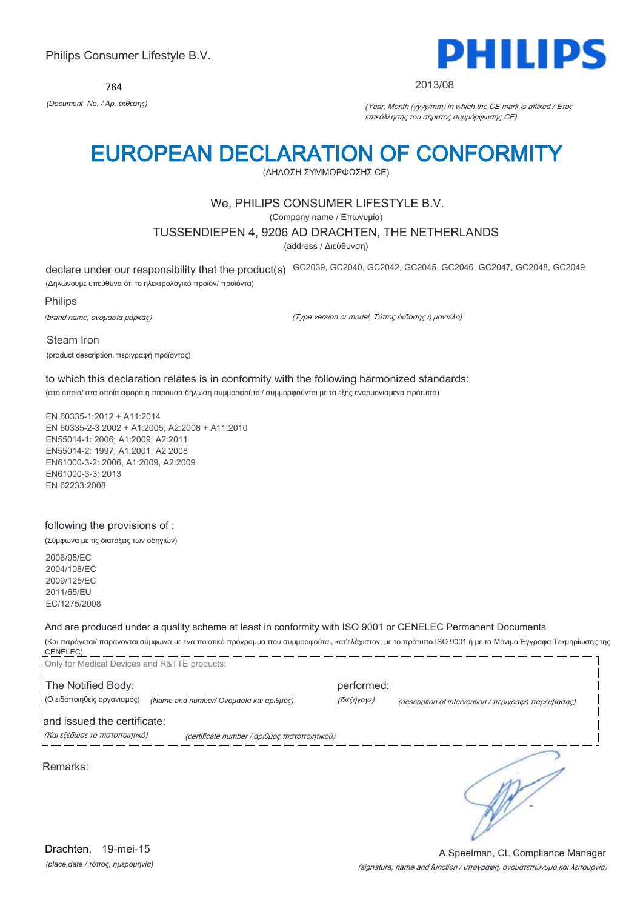Philips Consumer Lifestyle B.V.

**PHILIPS**

784

*(Document No. / Αρ. έκθεσης)*

2013/08

*(Year, Month (yyyy/mm) in which the CE mark is affixed / Έτος επικόλλησης του σήματος συμμόρφωσης CE)*

# EUROPEAN DECLARATION OF CONFORMITY

(ΔΗΛΩΣΗ ΣΥΜΜΟΡΦΩΣΗΣ CE)

We, PHILIPS CONSUMER LIFESTYLE B.V.

(Company name / Επωνυμία)

TUSSENDIEPEN 4, 9206 AD DRACHTEN, THE NETHERLANDS

(address / Διεύθυνση)

declare under our responsibility that the product(s) GC2039, GC2040, GC2042, GC2045, GC2046, GC2047, GC2048, GC2049

(Δηλώνουμε υπεύθυνα ότι το ηλεκτρολογικό προϊόν/ προϊόντα)

Philips

*(brand name, ονομασία μάρκας)*

*(Type version or model, Τύπος έκδοσης ή μοντέλο)*

Steam Iron

(product description, περιγραφή προϊόντος)

to which this declaration relates is in conformity with the following harmonized standards:

(στο οποίο/ στα οποία αφορά η παρούσα δήλωση συμμορφούται/ συμμορφούνται με τα εξής εναρμονισμένα πρότυπα)

EN 60335-1:2012 + A11:2014
EN 60335-2-3:2002 + A1:2005; A2:2008 + A11:2010
EN55014-1: 2006; A1:2009; A2:2011
EN55014-2: 1997; A1:2001; A2 2008
EN61000-3-2: 2006, A1:2009, A2:2009
EN61000-3-3: 2013
EN 62233:2008

following the provisions of :

(Σύμφωνα με τις διατάξεις των οδηγιών)

2006/95/EC
2004/108/EC
2009/125/EC
2011/65/EU
EC/1275/2008

And are produced under a quality scheme at least in conformity with ISO 9001 or CENELEC Permanent Documents

(Και παράγεται/ παράγονται σύμφωνα με ένα ποιοτικό πρόγραμμα που συμμορφούται, κατ'ελάχιστον, με το πρότυπο ISO 9001 ή με τα Μόνιμα Έγγραφα Τεκμηρίωσης της CENELEC)

Only for Medical Devices and R&TTE products:

The Notified Body: performed:

(Ο ειδοποιηθείς οργανισμός) *(Name and number/ Ονομασία και αριθμός)* *(διεξήγαγε)* *(description of intervention / περιγραφή παρέμβασης)*

and issued the certificate:

*(Και εξέδωσε το πιστοποιητικό)* *(certificate number / αριθμός πιστοποιητικού)*

Remarks:

Drachten, 19-mei-15

*(place,date / τόπος, ημερομηνία)*

A.Speelman, CL Compliance Manager

*(signature, name and function / υπογραφή, ονοματεπώνυμο και λειτουργία)*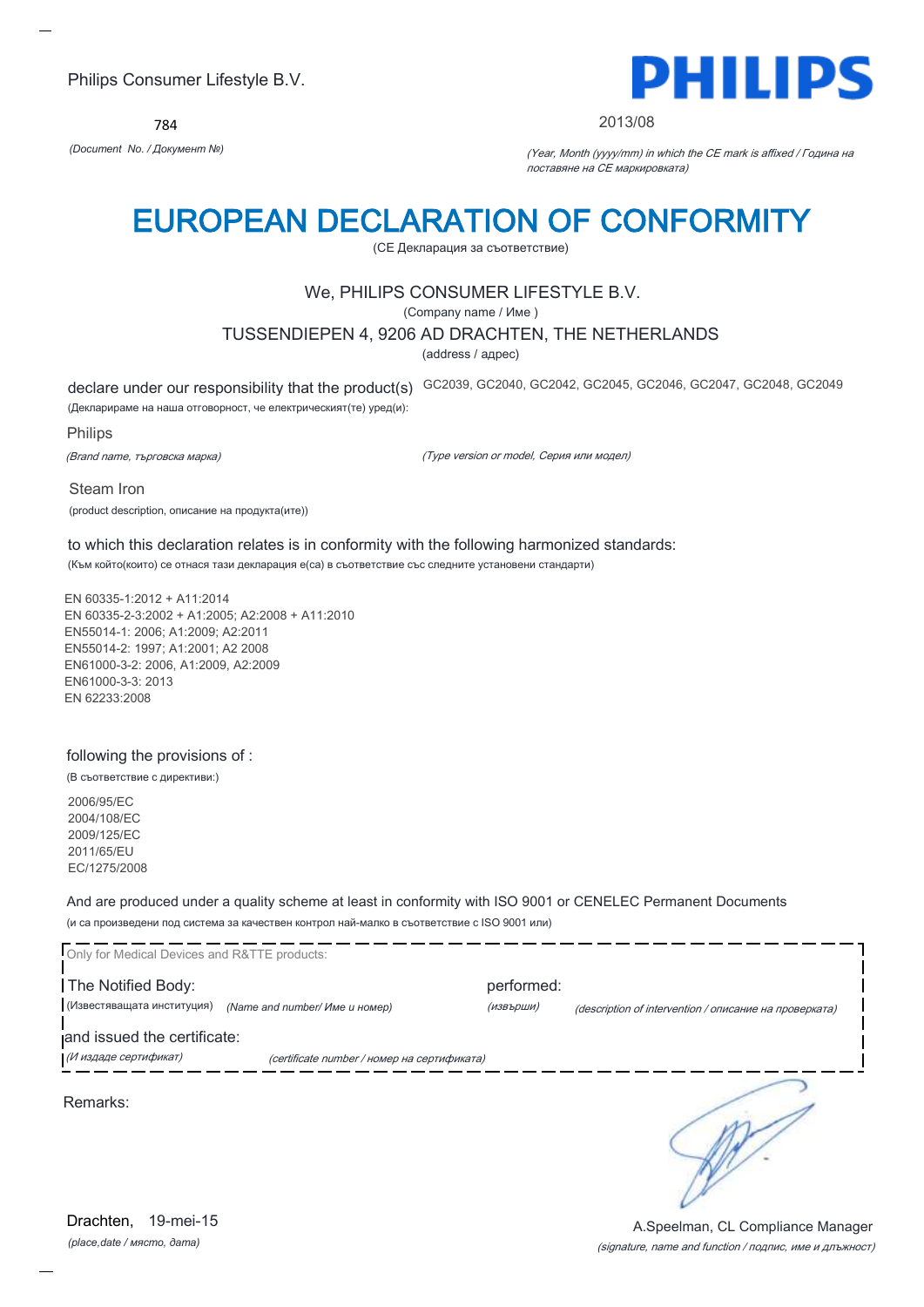Philips Consumer Lifestyle B.V.

PHILIPS

784

*(Document No. / Документ №)*

2013/08

*(Year, Month (yyyy/mm) in which the CE mark is affixed / Година на поставяне на CE маркировката)*

# EUROPEAN DECLARATION OF CONFORMITY

(CE Декларация за съответствие)

We, PHILIPS CONSUMER LIFESTYLE B.V.

(Company name / Име )

TUSSENDIEPEN 4, 9206 AD DRACHTEN, THE NETHERLANDS

(address / адрес)

declare under our responsibility that the product(s) GC2039, GC2040, GC2042, GC2045, GC2046, GC2047, GC2048, GC2049

(Декларираме на наша отговорност, че електрическият(те) уред(и):

Philips

*(Brand name, търговска марка)*

*(Type version or model, Серия или модел)*

Steam Iron

(product description, описание на продукта(ите))

to which this declaration relates is in conformity with the following harmonized standards:

(Към който(които) се отнася тази декларация е(са) в съответствие със следните установени стандарти)

EN 60335-1:2012 + A11:2014
EN 60335-2-3:2002 + A1:2005; A2:2008 + A11:2010
EN55014-1: 2006; A1:2009; A2:2011
EN55014-2: 1997; A1:2001; A2 2008
EN61000-3-2: 2006, A1:2009, A2:2009
EN61000-3-3: 2013
EN 62233:2008

following the provisions of :

(В съответствие с директиви:)

2006/95/EC
2004/108/EC
2009/125/EC
2011/65/EU
EC/1275/2008

And are produced under a quality scheme at least in conformity with ISO 9001 or CENELEC Permanent Documents

(и са произведени под система за качествен контрол най-малко в съответствие с ISO 9001 или)

Only for Medical Devices and R&TTE products:

The Notified Body: performed:

(Известяващата институция) *(Name and number/ Име и номер)* *(извърши)* *(description of intervention / описание на проверката)*

and issued the certificate:

*(И издаде сертификат)* *(certificate number / номер на сертификата)*

Remarks:

Drachten, 19-mei-15

*(place,date / място, дата)*

A.Speelman, CL Compliance Manager

*(signature, name and function / подпис, име и длъжност)*